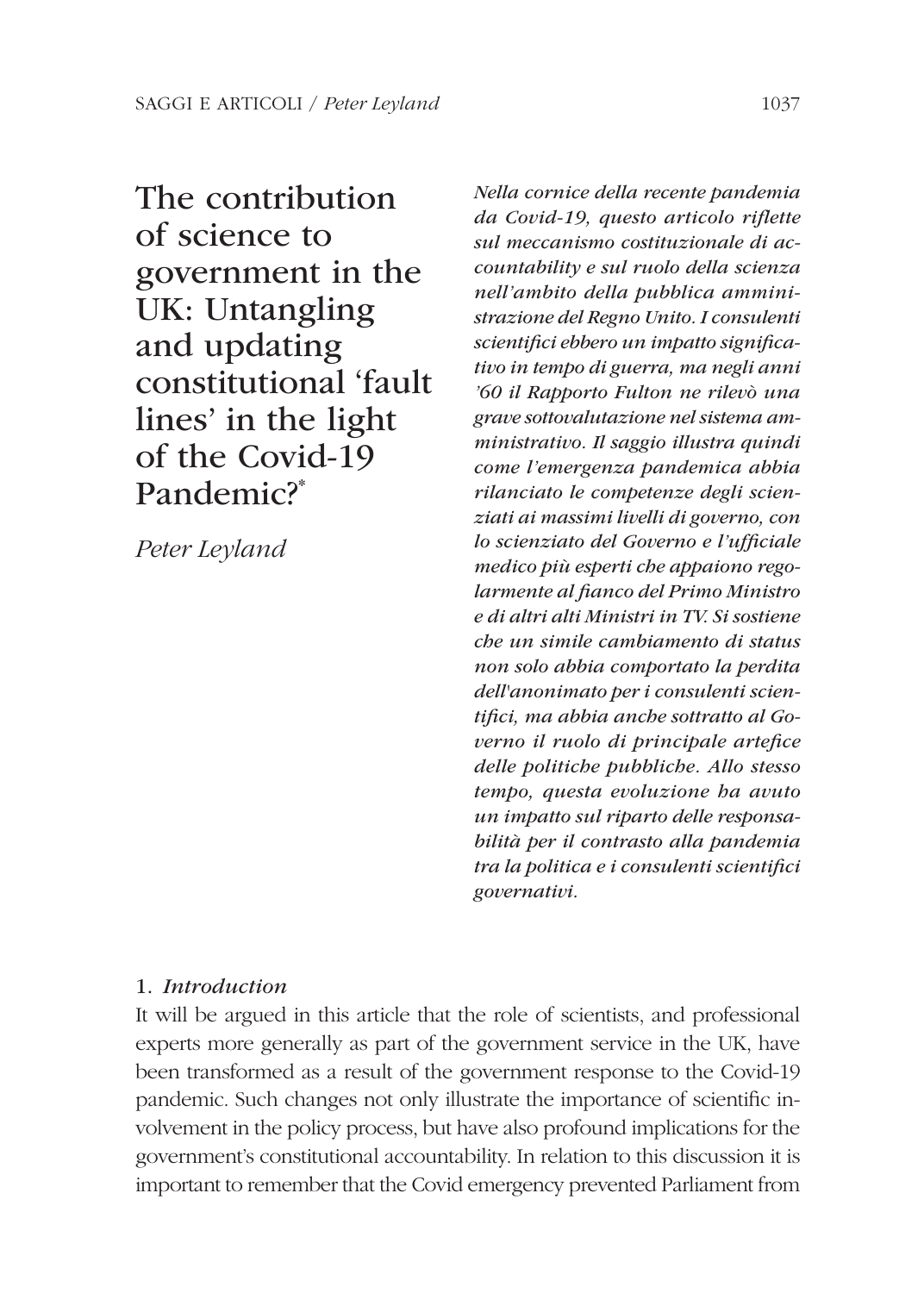# The contribution of science to government in the UK: Untangling and updating constitutional 'fault lines' in the light of the Covid-19 Pandemic?[*]

*Peter Leyland*

*Nella cornice della recente pandemia da Covid-19, questo articolo riflette sul meccanismo costituzionale di accountability e sul ruolo della scienza nell'ambito della pubblica amministrazione del Regno Unito. I consulenti scientifici ebbero un impatto significativo in tempo di guerra, ma negli anni '60 il Rapporto Fulton ne rilevò una grave sottovalutazione nel sistema amministrativo. Il saggio illustra quindi come l'emergenza pandemica abbia rilanciato le competenze degli scienziati ai massimi livelli di governo, con lo scienziato del Governo e l'ufficiale medico più esperti che appaiono regolarmente al fianco del Primo Ministro e di altri alti Ministri in TV. Si sostiene che un simile cambiamento di status non solo abbia comportato la perdita dell'anonimato per i consulenti scientifici, ma abbia anche sottratto al Governo il ruolo di principale artefice delle politiche pubbliche. Allo stesso tempo, questa evoluzione ha avuto un impatto sul riparto delle responsabilità per il contrasto alla pandemia tra la politica e i consulenti scientifici governativi.*

## 1. *Introduction*

It will be argued in this article that the role of scientists, and professional experts more generally as part of the government service in the UK, have been transformed as a result of the government response to the Covid-19 pandemic. Such changes not only illustrate the importance of scientific involvement in the policy process, but have also profound implications for the government's constitutional accountability. In relation to this discussion it is important to remember that the Covid emergency prevented Parliament from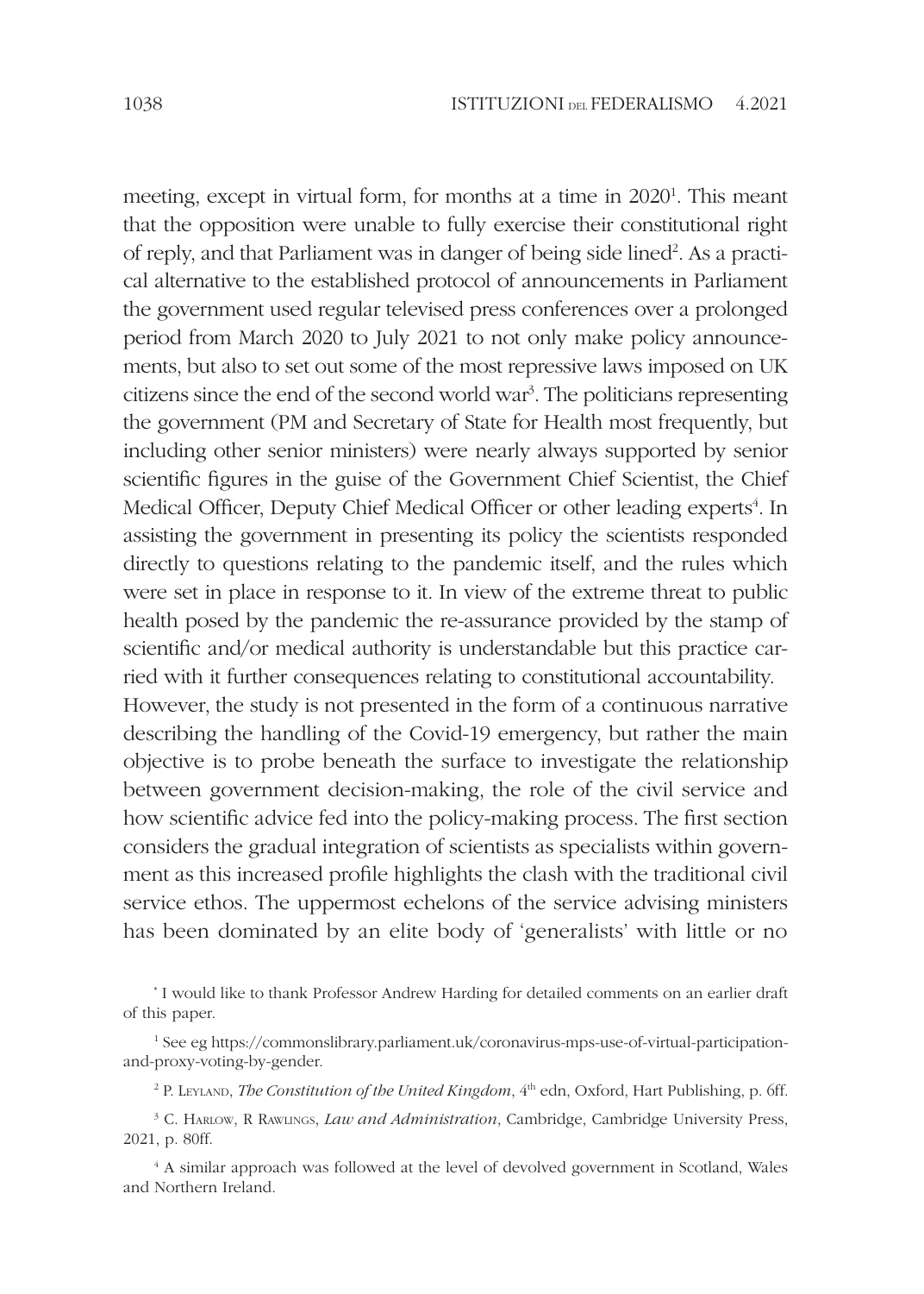meeting, except in virtual form, for months at a time in 2020[1]. This meant that the opposition were unable to fully exercise their constitutional right of reply, and that Parliament was in danger of being side lined[2]. As a practical alternative to the established protocol of announcements in Parliament the government used regular televised press conferences over a prolonged period from March 2020 to July 2021 to not only make policy announcements, but also to set out some of the most repressive laws imposed on UK citizens since the end of the second world war[3]. The politicians representing the government (PM and Secretary of State for Health most frequently, but including other senior ministers) were nearly always supported by senior scientific figures in the guise of the Government Chief Scientist, the Chief Medical Officer, Deputy Chief Medical Officer or other leading experts[4]. In assisting the government in presenting its policy the scientists responded directly to questions relating to the pandemic itself, and the rules which were set in place in response to it. In view of the extreme threat to public health posed by the pandemic the re-assurance provided by the stamp of scientific and/or medical authority is understandable but this practice carried with it further consequences relating to constitutional accountability.

However, the study is not presented in the form of a continuous narrative describing the handling of the Covid-19 emergency, but rather the main objective is to probe beneath the surface to investigate the relationship between government decision-making, the role of the civil service and how scientific advice fed into the policy-making process. The first section considers the gradual integration of scientists as specialists within government as this increased profile highlights the clash with the traditional civil service ethos. The uppermost echelons of the service advising ministers has been dominated by an elite body of 'generalists' with little or no

[*] I would like to thank Professor Andrew Harding for detailed comments on an earlier draft of this paper.

[1] See eg https://commonslibrary.parliament.uk/coronavirus-mps-use-of-virtual-participation-and-proxy-voting-by-gender.

[2] P. Leyland, *The Constitution of the United Kingdom*, 4th edn, Oxford, Hart Publishing, p. 6ff.

[3] C. Harlow, R Rawlings, *Law and Administration*, Cambridge, Cambridge University Press, 2021, p. 80ff.

[4] A similar approach was followed at the level of devolved government in Scotland, Wales and Northern Ireland.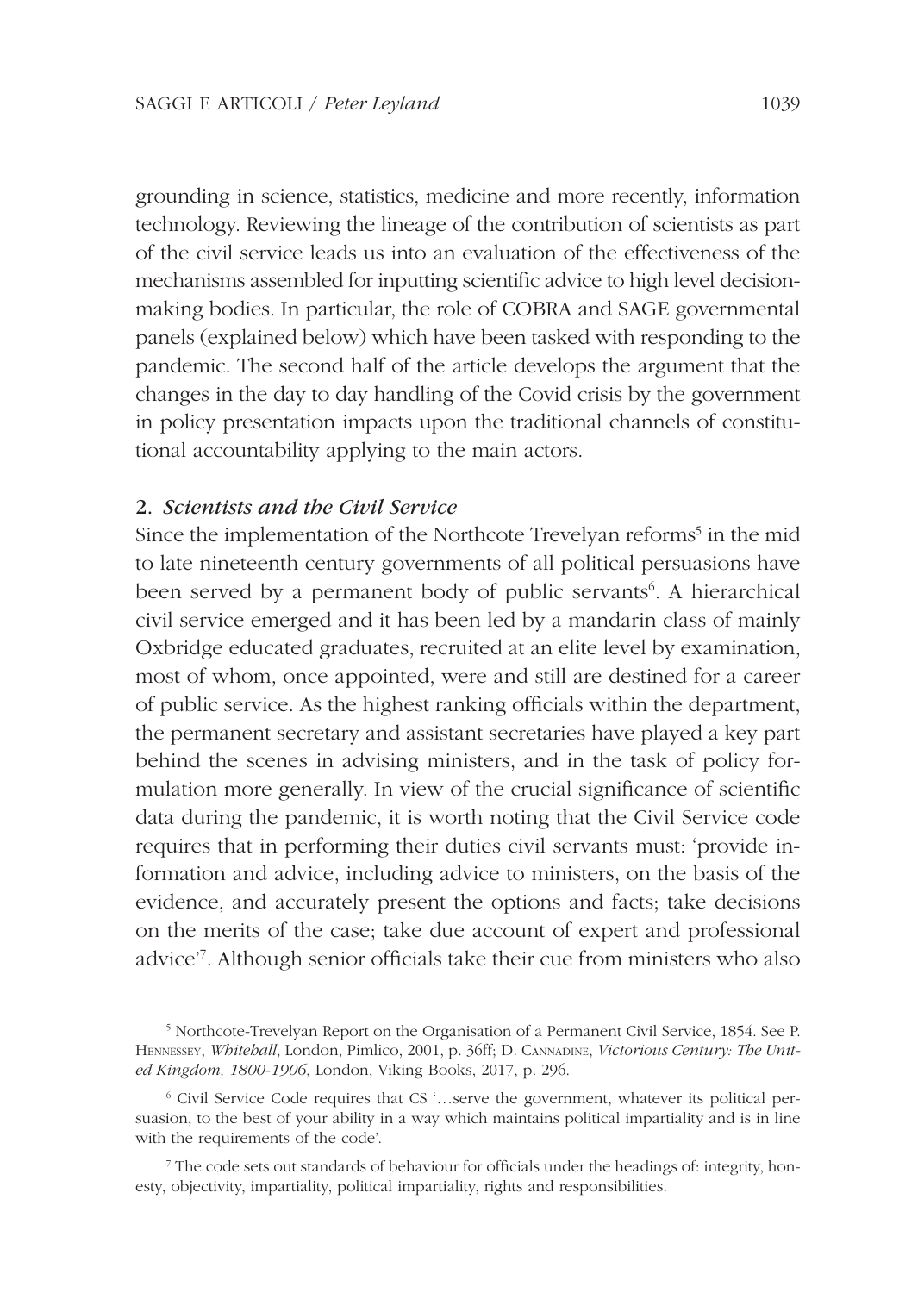grounding in science, statistics, medicine and more recently, information technology. Reviewing the lineage of the contribution of scientists as part of the civil service leads us into an evaluation of the effectiveness of the mechanisms assembled for inputting scientific advice to high level decision-making bodies. In particular, the role of COBRA and SAGE governmental panels (explained below) which have been tasked with responding to the pandemic. The second half of the article develops the argument that the changes in the day to day handling of the Covid crisis by the government in policy presentation impacts upon the traditional channels of constitutional accountability applying to the main actors.

## 2. *Scientists and the Civil Service*

Since the implementation of the Northcote Trevelyan reforms[5] in the mid to late nineteenth century governments of all political persuasions have been served by a permanent body of public servants[6]. A hierarchical civil service emerged and it has been led by a mandarin class of mainly Oxbridge educated graduates, recruited at an elite level by examination, most of whom, once appointed, were and still are destined for a career of public service. As the highest ranking officials within the department, the permanent secretary and assistant secretaries have played a key part behind the scenes in advising ministers, and in the task of policy formulation more generally. In view of the crucial significance of scientific data during the pandemic, it is worth noting that the Civil Service code requires that in performing their duties civil servants must: 'provide information and advice, including advice to ministers, on the basis of the evidence, and accurately present the options and facts; take decisions on the merits of the case; take due account of expert and professional advice'[7]. Although senior officials take their cue from ministers who also

[5] Northcote-Trevelyan Report on the Organisation of a Permanent Civil Service, 1854. See P. Hennessey, *Whitehall*, London, Pimlico, 2001, p. 36ff; D. Cannadine, *Victorious Century: The United Kingdom, 1800-1906*, London, Viking Books, 2017, p. 296.

[6] Civil Service Code requires that CS '…serve the government, whatever its political persuasion, to the best of your ability in a way which maintains political impartiality and is in line with the requirements of the code'.

[7] The code sets out standards of behaviour for officials under the headings of: integrity, honesty, objectivity, impartiality, political impartiality, rights and responsibilities.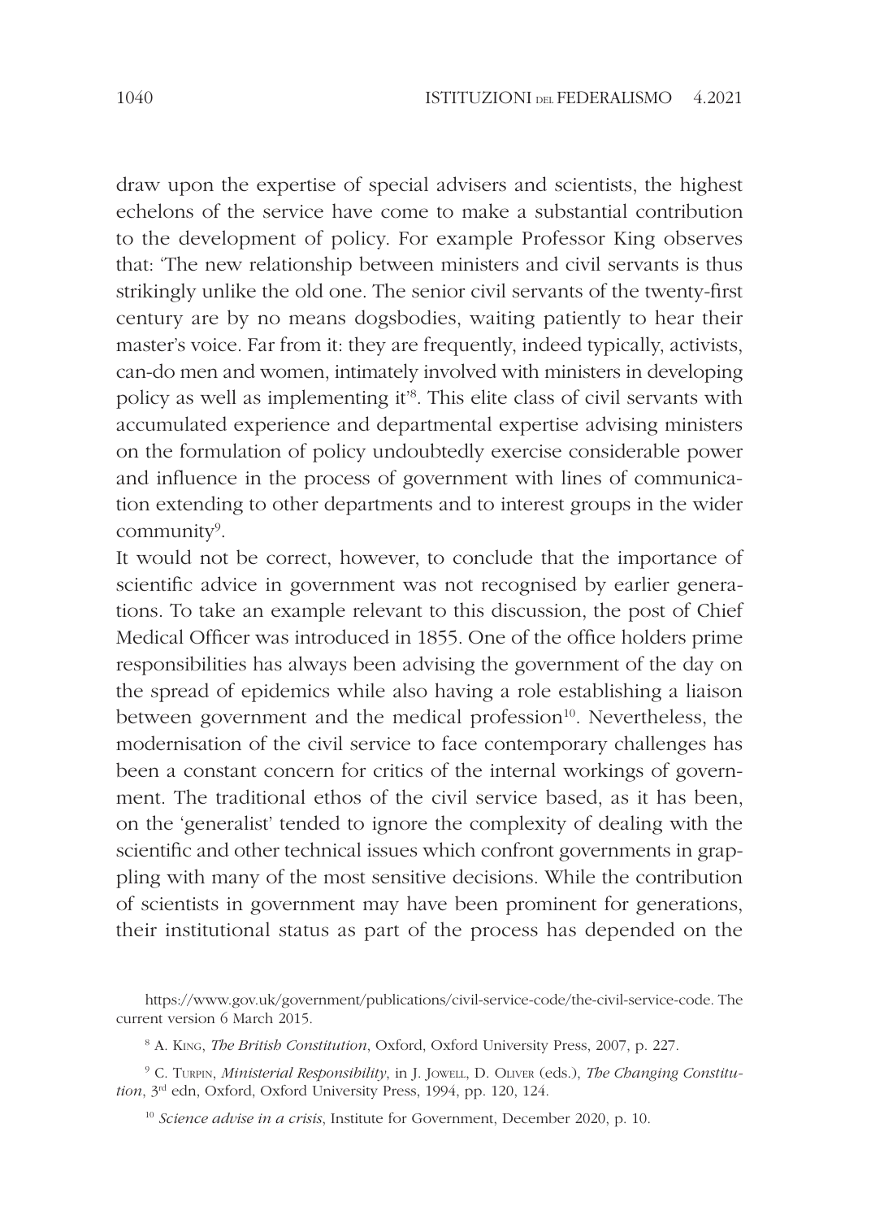draw upon the expertise of special advisers and scientists, the highest echelons of the service have come to make a substantial contribution to the development of policy. For example Professor King observes that: 'The new relationship between ministers and civil servants is thus strikingly unlike the old one. The senior civil servants of the twenty-first century are by no means dogsbodies, waiting patiently to hear their master's voice. Far from it: they are frequently, indeed typically, activists, can-do men and women, intimately involved with ministers in developing policy as well as implementing it'[8]. This elite class of civil servants with accumulated experience and departmental expertise advising ministers on the formulation of policy undoubtedly exercise considerable power and influence in the process of government with lines of communication extending to other departments and to interest groups in the wider community[9].

It would not be correct, however, to conclude that the importance of scientific advice in government was not recognised by earlier generations. To take an example relevant to this discussion, the post of Chief Medical Officer was introduced in 1855. One of the office holders prime responsibilities has always been advising the government of the day on the spread of epidemics while also having a role establishing a liaison between government and the medical profession[10]. Nevertheless, the modernisation of the civil service to face contemporary challenges has been a constant concern for critics of the internal workings of government. The traditional ethos of the civil service based, as it has been, on the 'generalist' tended to ignore the complexity of dealing with the scientific and other technical issues which confront governments in grappling with many of the most sensitive decisions. While the contribution of scientists in government may have been prominent for generations, their institutional status as part of the process has depended on the

https://www.gov.uk/government/publications/civil-service-code/the-civil-service-code. The current version 6 March 2015.

[8] A. King, *The British Constitution*, Oxford, Oxford University Press, 2007, p. 227.

[9] C. Turpin, *Ministerial Responsibility*, in J. Jowell, D. Oliver (eds.), *The Changing Constitution*, 3rd edn, Oxford, Oxford University Press, 1994, pp. 120, 124.

[10] *Science advise in a crisis*, Institute for Government, December 2020, p. 10.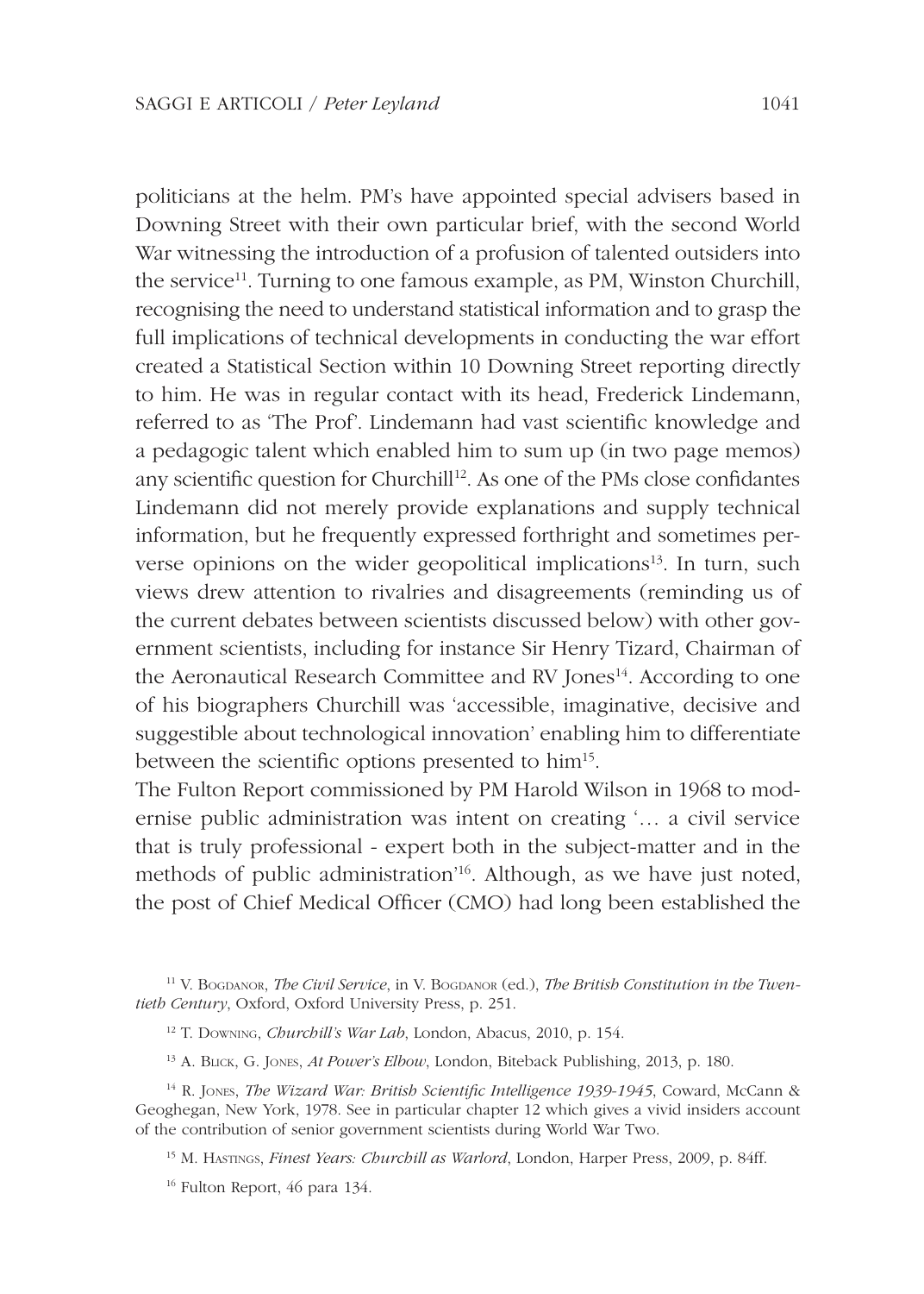politicians at the helm. PM's have appointed special advisers based in Downing Street with their own particular brief, with the second World War witnessing the introduction of a profusion of talented outsiders into the service[11]. Turning to one famous example, as PM, Winston Churchill, recognising the need to understand statistical information and to grasp the full implications of technical developments in conducting the war effort created a Statistical Section within 10 Downing Street reporting directly to him. He was in regular contact with its head, Frederick Lindemann, referred to as 'The Prof'. Lindemann had vast scientific knowledge and a pedagogic talent which enabled him to sum up (in two page memos) any scientific question for Churchill[12]. As one of the PMs close confidantes Lindemann did not merely provide explanations and supply technical information, but he frequently expressed forthright and sometimes perverse opinions on the wider geopolitical implications[13]. In turn, such views drew attention to rivalries and disagreements (reminding us of the current debates between scientists discussed below) with other government scientists, including for instance Sir Henry Tizard, Chairman of the Aeronautical Research Committee and RV Jones[14]. According to one of his biographers Churchill was 'accessible, imaginative, decisive and suggestible about technological innovation' enabling him to differentiate between the scientific options presented to him[15].

The Fulton Report commissioned by PM Harold Wilson in 1968 to modernise public administration was intent on creating '… a civil service that is truly professional - expert both in the subject-matter and in the methods of public administration'[16]. Although, as we have just noted, the post of Chief Medical Officer (CMO) had long been established the

---

[11] V. Bogdanor, *The Civil Service*, in V. Bogdanor (ed.), *The British Constitution in the Twentieth Century*, Oxford, Oxford University Press, p. 251.

[12] T. Downing, *Churchill's War Lab*, London, Abacus, 2010, p. 154.

[13] A. Blick, G. Jones, *At Power's Elbow*, London, Biteback Publishing, 2013, p. 180.

[14] R. Jones, *The Wizard War: British Scientific Intelligence 1939-1945*, Coward, McCann & Geoghegan, New York, 1978. See in particular chapter 12 which gives a vivid insiders account of the contribution of senior government scientists during World War Two.

[15] M. Hastings, *Finest Years: Churchill as Warlord*, London, Harper Press, 2009, p. 84ff.

[16] Fulton Report, 46 para 134.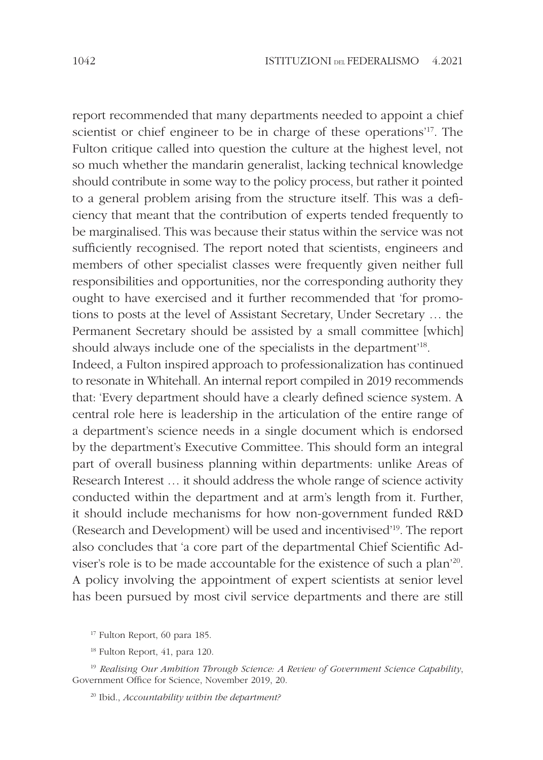report recommended that many departments needed to appoint a chief scientist or chief engineer to be in charge of these operations'[17]. The Fulton critique called into question the culture at the highest level, not so much whether the mandarin generalist, lacking technical knowledge should contribute in some way to the policy process, but rather it pointed to a general problem arising from the structure itself. This was a deficiency that meant that the contribution of experts tended frequently to be marginalised. This was because their status within the service was not sufficiently recognised. The report noted that scientists, engineers and members of other specialist classes were frequently given neither full responsibilities and opportunities, nor the corresponding authority they ought to have exercised and it further recommended that 'for promotions to posts at the level of Assistant Secretary, Under Secretary … the Permanent Secretary should be assisted by a small committee [which] should always include one of the specialists in the department'[18].

Indeed, a Fulton inspired approach to professionalization has continued to resonate in Whitehall. An internal report compiled in 2019 recommends that: 'Every department should have a clearly defined science system. A central role here is leadership in the articulation of the entire range of a department's science needs in a single document which is endorsed by the department's Executive Committee. This should form an integral part of overall business planning within departments: unlike Areas of Research Interest … it should address the whole range of science activity conducted within the department and at arm's length from it. Further, it should include mechanisms for how non-government funded R&D (Research and Development) will be used and incentivised'[19]. The report also concludes that 'a core part of the departmental Chief Scientific Adviser's role is to be made accountable for the existence of such a plan'[20]. A policy involving the appointment of expert scientists at senior level has been pursued by most civil service departments and there are still

[17] Fulton Report, 60 para 185.

[18] Fulton Report, 41, para 120.

[19] *Realising Our Ambition Through Science: A Review of Government Science Capability*, Government Office for Science, November 2019, 20.

[20] Ibid., *Accountability within the department?*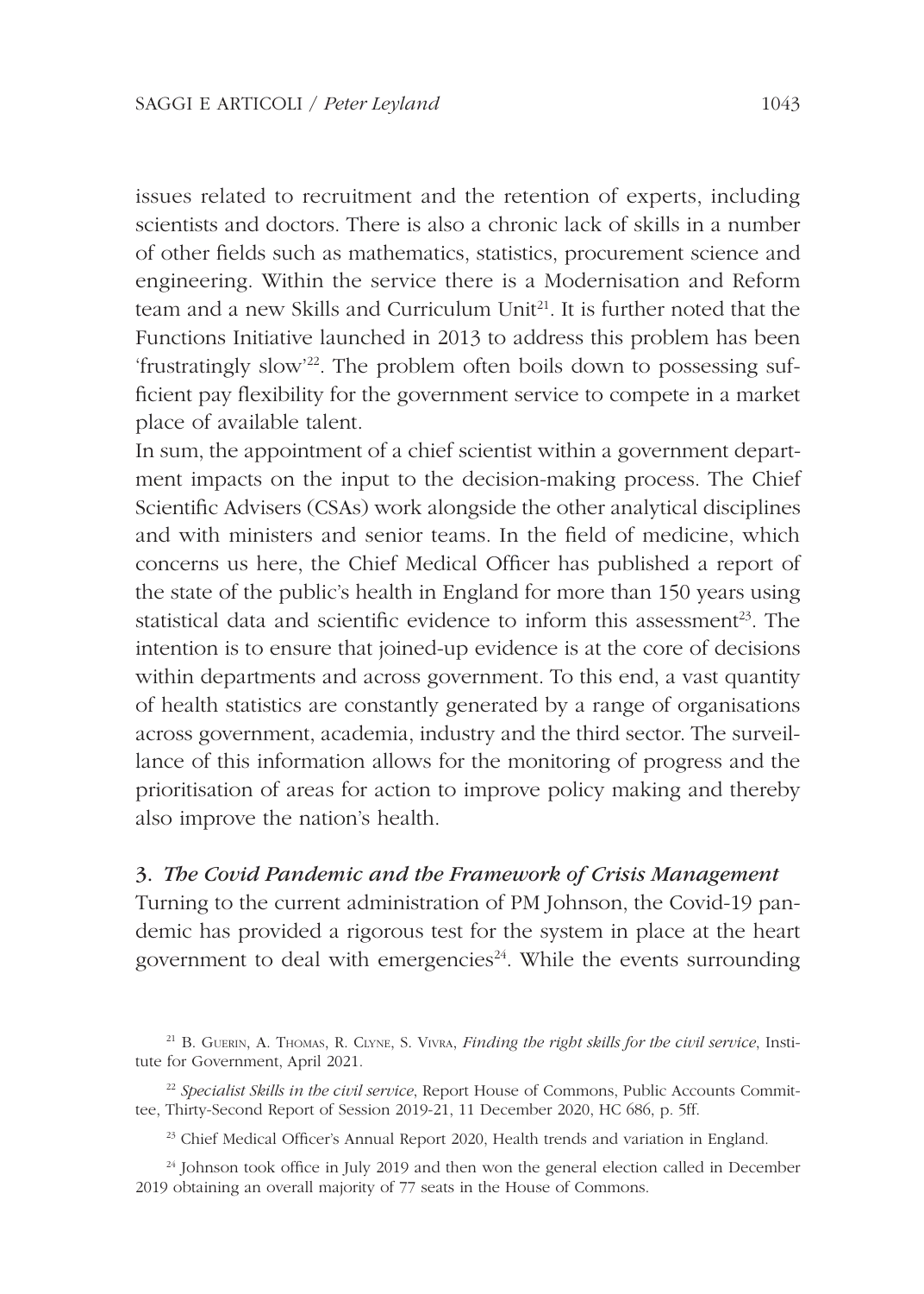issues related to recruitment and the retention of experts, including scientists and doctors. There is also a chronic lack of skills in a number of other fields such as mathematics, statistics, procurement science and engineering. Within the service there is a Modernisation and Reform team and a new Skills and Curriculum Unit[21]. It is further noted that the Functions Initiative launched in 2013 to address this problem has been 'frustratingly slow'[22]. The problem often boils down to possessing sufficient pay flexibility for the government service to compete in a market place of available talent.

In sum, the appointment of a chief scientist within a government department impacts on the input to the decision-making process. The Chief Scientific Advisers (CSAs) work alongside the other analytical disciplines and with ministers and senior teams. In the field of medicine, which concerns us here, the Chief Medical Officer has published a report of the state of the public's health in England for more than 150 years using statistical data and scientific evidence to inform this assessment[23]. The intention is to ensure that joined-up evidence is at the core of decisions within departments and across government. To this end, a vast quantity of health statistics are constantly generated by a range of organisations across government, academia, industry and the third sector. The surveillance of this information allows for the monitoring of progress and the prioritisation of areas for action to improve policy making and thereby also improve the nation's health.

## 3. *The Covid Pandemic and the Framework of Crisis Management*

Turning to the current administration of PM Johnson, the Covid-19 pandemic has provided a rigorous test for the system in place at the heart government to deal with emergencies[24]. While the events surrounding

---

[21] B. Guerin, A. Thomas, R. Clyne, S. Vivra, *Finding the right skills for the civil service*, Institute for Government, April 2021.

[22] *Specialist Skills in the civil service*, Report House of Commons, Public Accounts Committee, Thirty-Second Report of Session 2019-21, 11 December 2020, HC 686, p. 5ff.

[23] Chief Medical Officer's Annual Report 2020, Health trends and variation in England.

[24] Johnson took office in July 2019 and then won the general election called in December 2019 obtaining an overall majority of 77 seats in the House of Commons.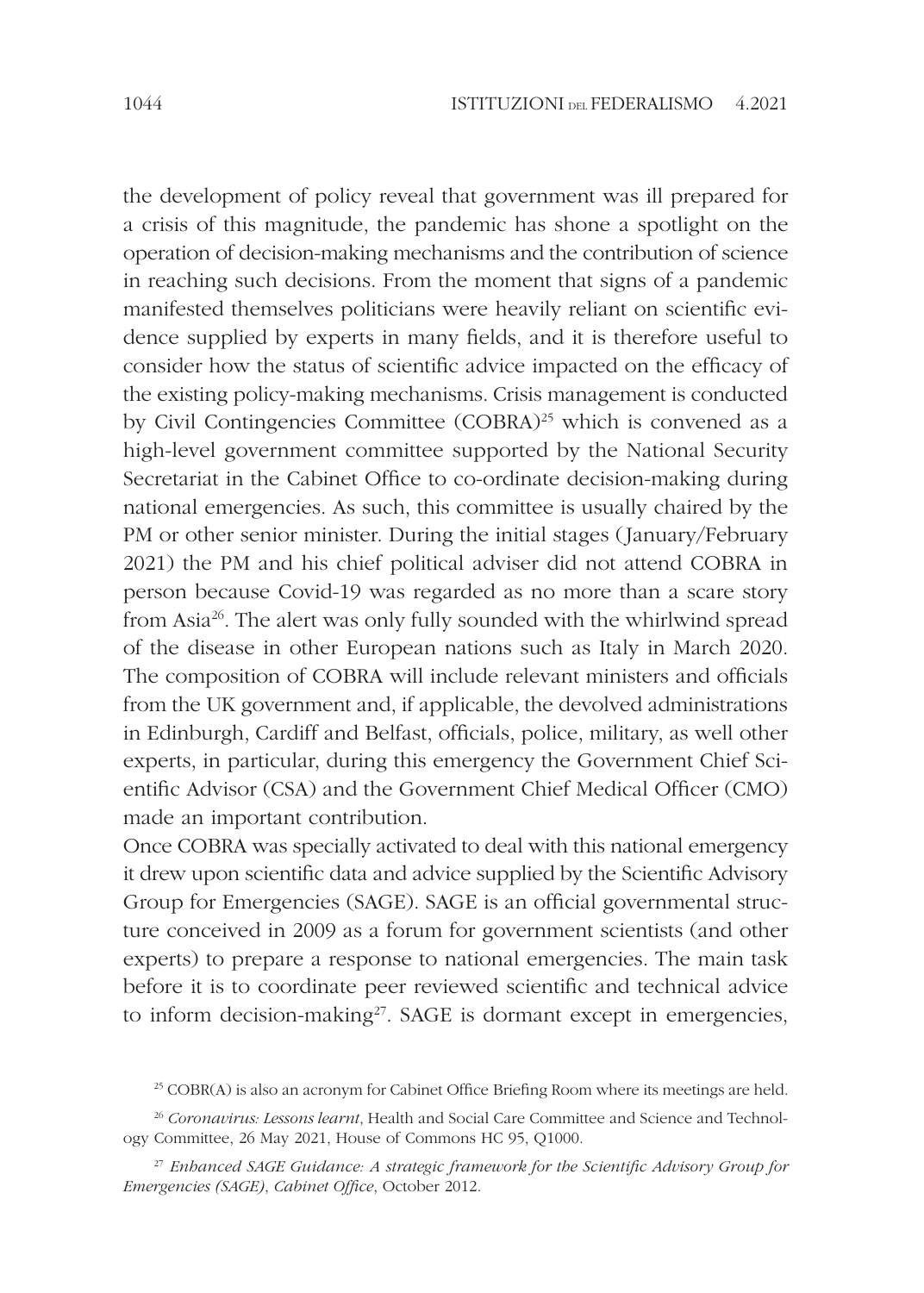the development of policy reveal that government was ill prepared for a crisis of this magnitude, the pandemic has shone a spotlight on the operation of decision-making mechanisms and the contribution of science in reaching such decisions. From the moment that signs of a pandemic manifested themselves politicians were heavily reliant on scientific evidence supplied by experts in many fields, and it is therefore useful to consider how the status of scientific advice impacted on the efficacy of the existing policy-making mechanisms. Crisis management is conducted by Civil Contingencies Committee (COBRA)[25] which is convened as a high-level government committee supported by the National Security Secretariat in the Cabinet Office to co-ordinate decision-making during national emergencies. As such, this committee is usually chaired by the PM or other senior minister. During the initial stages (January/February 2021) the PM and his chief political adviser did not attend COBRA in person because Covid-19 was regarded as no more than a scare story from Asia[26]. The alert was only fully sounded with the whirlwind spread of the disease in other European nations such as Italy in March 2020. The composition of COBRA will include relevant ministers and officials from the UK government and, if applicable, the devolved administrations in Edinburgh, Cardiff and Belfast, officials, police, military, as well other experts, in particular, during this emergency the Government Chief Scientific Advisor (CSA) and the Government Chief Medical Officer (CMO) made an important contribution.

Once COBRA was specially activated to deal with this national emergency it drew upon scientific data and advice supplied by the Scientific Advisory Group for Emergencies (SAGE). SAGE is an official governmental structure conceived in 2009 as a forum for government scientists (and other experts) to prepare a response to national emergencies. The main task before it is to coordinate peer reviewed scientific and technical advice to inform decision-making[27]. SAGE is dormant except in emergencies,

[25] COBR(A) is also an acronym for Cabinet Office Briefing Room where its meetings are held.

[26] *Coronavirus: Lessons learnt*, Health and Social Care Committee and Science and Technology Committee, 26 May 2021, House of Commons HC 95, Q1000.

[27] *Enhanced SAGE Guidance: A strategic framework for the Scientific Advisory Group for Emergencies (SAGE)*, *Cabinet Office*, October 2012.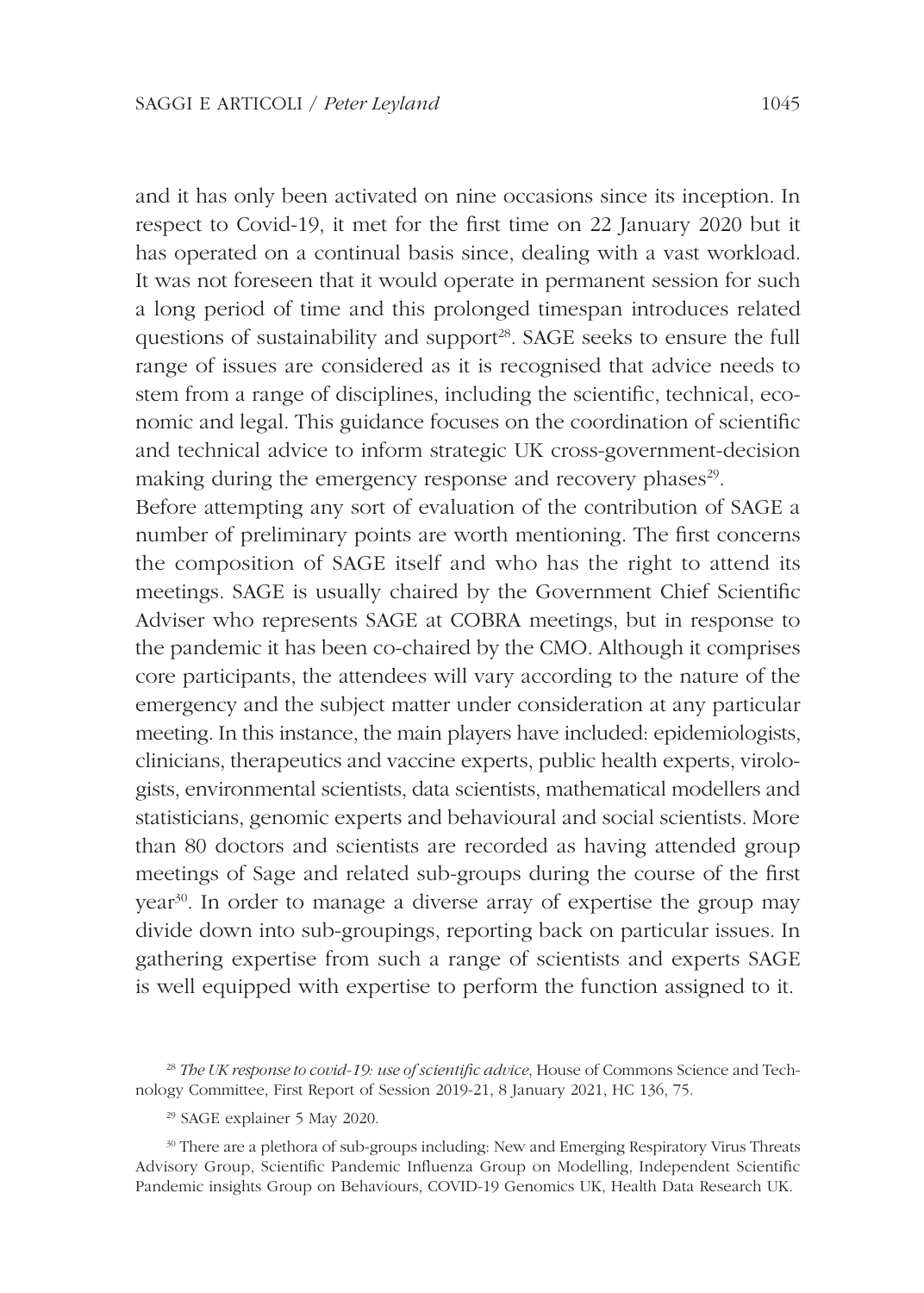and it has only been activated on nine occasions since its inception. In respect to Covid-19, it met for the first time on 22 January 2020 but it has operated on a continual basis since, dealing with a vast workload. It was not foreseen that it would operate in permanent session for such a long period of time and this prolonged timespan introduces related questions of sustainability and support[28]. SAGE seeks to ensure the full range of issues are considered as it is recognised that advice needs to stem from a range of disciplines, including the scientific, technical, economic and legal. This guidance focuses on the coordination of scientific and technical advice to inform strategic UK cross-government-decision making during the emergency response and recovery phases[29].

Before attempting any sort of evaluation of the contribution of SAGE a number of preliminary points are worth mentioning. The first concerns the composition of SAGE itself and who has the right to attend its meetings. SAGE is usually chaired by the Government Chief Scientific Adviser who represents SAGE at COBRA meetings, but in response to the pandemic it has been co-chaired by the CMO. Although it comprises core participants, the attendees will vary according to the nature of the emergency and the subject matter under consideration at any particular meeting. In this instance, the main players have included: epidemiologists, clinicians, therapeutics and vaccine experts, public health experts, virologists, environmental scientists, data scientists, mathematical modellers and statisticians, genomic experts and behavioural and social scientists. More than 80 doctors and scientists are recorded as having attended group meetings of Sage and related sub-groups during the course of the first year[30]. In order to manage a diverse array of expertise the group may divide down into sub-groupings, reporting back on particular issues. In gathering expertise from such a range of scientists and experts SAGE is well equipped with expertise to perform the function assigned to it.

[28] *The UK response to covid-19: use of scientific advice*, House of Commons Science and Technology Committee, First Report of Session 2019-21, 8 January 2021, HC 136, 75.

[29] SAGE explainer 5 May 2020.

[30] There are a plethora of sub-groups including: New and Emerging Respiratory Virus Threats Advisory Group, Scientific Pandemic Influenza Group on Modelling, Independent Scientific Pandemic insights Group on Behaviours, COVID-19 Genomics UK, Health Data Research UK.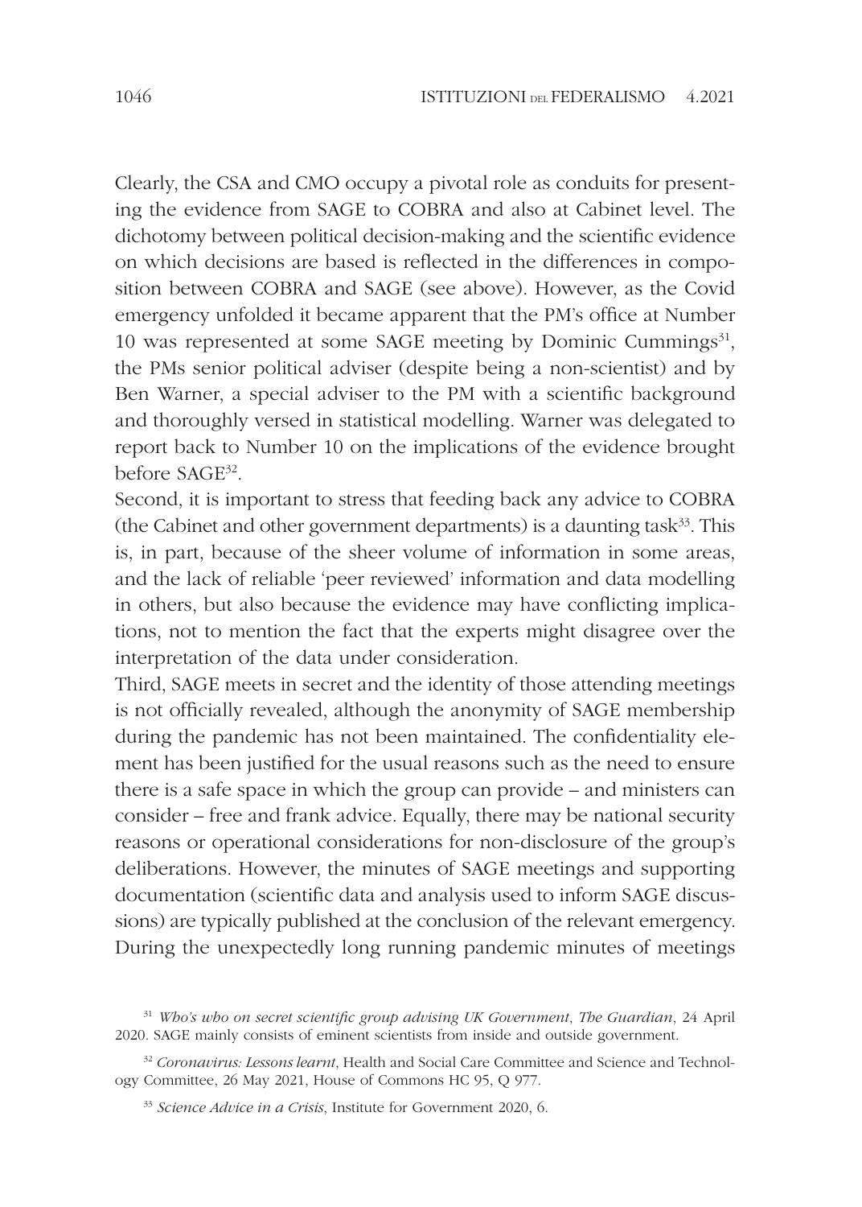Clearly, the CSA and CMO occupy a pivotal role as conduits for presenting the evidence from SAGE to COBRA and also at Cabinet level. The dichotomy between political decision-making and the scientific evidence on which decisions are based is reflected in the differences in composition between COBRA and SAGE (see above). However, as the Covid emergency unfolded it became apparent that the PM's office at Number 10 was represented at some SAGE meeting by Dominic Cummings[31], the PMs senior political adviser (despite being a non-scientist) and by Ben Warner, a special adviser to the PM with a scientific background and thoroughly versed in statistical modelling. Warner was delegated to report back to Number 10 on the implications of the evidence brought before SAGE[32].

Second, it is important to stress that feeding back any advice to COBRA (the Cabinet and other government departments) is a daunting task[33]. This is, in part, because of the sheer volume of information in some areas, and the lack of reliable 'peer reviewed' information and data modelling in others, but also because the evidence may have conflicting implications, not to mention the fact that the experts might disagree over the interpretation of the data under consideration.

Third, SAGE meets in secret and the identity of those attending meetings is not officially revealed, although the anonymity of SAGE membership during the pandemic has not been maintained. The confidentiality element has been justified for the usual reasons such as the need to ensure there is a safe space in which the group can provide – and ministers can consider – free and frank advice. Equally, there may be national security reasons or operational considerations for non-disclosure of the group's deliberations. However, the minutes of SAGE meetings and supporting documentation (scientific data and analysis used to inform SAGE discussions) are typically published at the conclusion of the relevant emergency. During the unexpectedly long running pandemic minutes of meetings

[31] *Who's who on secret scientific group advising UK Government*, *The Guardian*, 24 April 2020. SAGE mainly consists of eminent scientists from inside and outside government.

[32] *Coronavirus: Lessons learnt*, Health and Social Care Committee and Science and Technology Committee, 26 May 2021, House of Commons HC 95, Q 977.

[33] *Science Advice in a Crisis*, Institute for Government 2020, 6.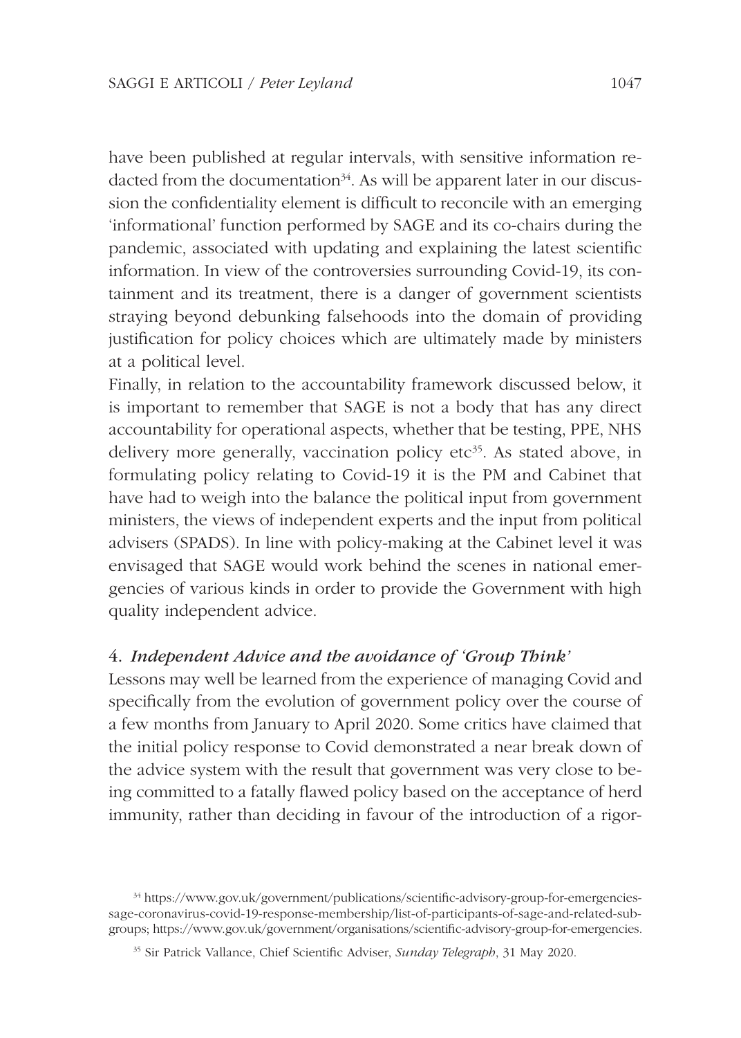have been published at regular intervals, with sensitive information redacted from the documentation[34]. As will be apparent later in our discussion the confidentiality element is difficult to reconcile with an emerging 'informational' function performed by SAGE and its co-chairs during the pandemic, associated with updating and explaining the latest scientific information. In view of the controversies surrounding Covid-19, its containment and its treatment, there is a danger of government scientists straying beyond debunking falsehoods into the domain of providing justification for policy choices which are ultimately made by ministers at a political level.

Finally, in relation to the accountability framework discussed below, it is important to remember that SAGE is not a body that has any direct accountability for operational aspects, whether that be testing, PPE, NHS delivery more generally, vaccination policy etc[35]. As stated above, in formulating policy relating to Covid-19 it is the PM and Cabinet that have had to weigh into the balance the political input from government ministers, the views of independent experts and the input from political advisers (SPADS). In line with policy-making at the Cabinet level it was envisaged that SAGE would work behind the scenes in national emergencies of various kinds in order to provide the Government with high quality independent advice.

### 4. *Independent Advice and the avoidance of 'Group Think'*

Lessons may well be learned from the experience of managing Covid and specifically from the evolution of government policy over the course of a few months from January to April 2020. Some critics have claimed that the initial policy response to Covid demonstrated a near break down of the advice system with the result that government was very close to being committed to a fatally flawed policy based on the acceptance of herd immunity, rather than deciding in favour of the introduction of a rigor-

[34] https://www.gov.uk/government/publications/scientific-advisory-group-for-emergencies-sage-coronavirus-covid-19-response-membership/list-of-participants-of-sage-and-related-sub-groups; https://www.gov.uk/government/organisations/scientific-advisory-group-for-emergencies.

[35] Sir Patrick Vallance, Chief Scientific Adviser, *Sunday Telegraph*, 31 May 2020.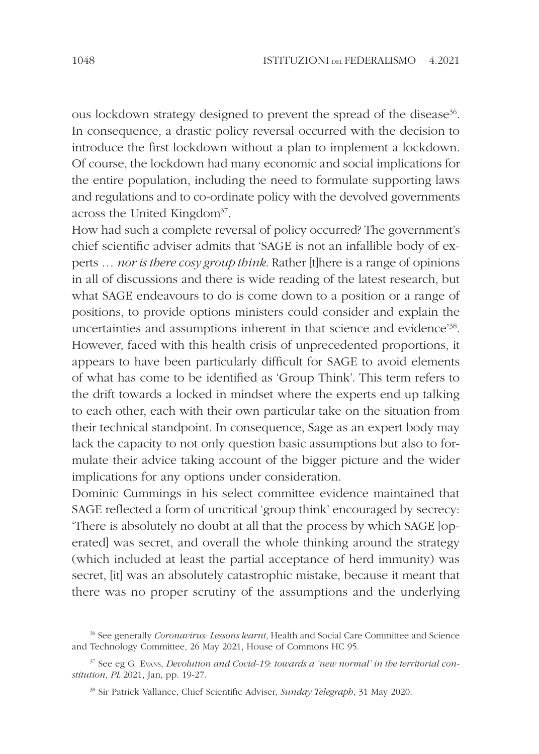ous lockdown strategy designed to prevent the spread of the disease[36]. In consequence, a drastic policy reversal occurred with the decision to introduce the first lockdown without a plan to implement a lockdown. Of course, the lockdown had many economic and social implications for the entire population, including the need to formulate supporting laws and regulations and to co-ordinate policy with the devolved governments across the United Kingdom[37].

How had such a complete reversal of policy occurred? The government's chief scientific adviser admits that 'SAGE is not an infallible body of experts … *nor is there cosy group think*. Rather [t]here is a range of opinions in all of discussions and there is wide reading of the latest research, but what SAGE endeavours to do is come down to a position or a range of positions, to provide options ministers could consider and explain the uncertainties and assumptions inherent in that science and evidence'[38]. However, faced with this health crisis of unprecedented proportions, it appears to have been particularly difficult for SAGE to avoid elements of what has come to be identified as 'Group Think'. This term refers to the drift towards a locked in mindset where the experts end up talking to each other, each with their own particular take on the situation from their technical standpoint. In consequence, Sage as an expert body may lack the capacity to not only question basic assumptions but also to formulate their advice taking account of the bigger picture and the wider implications for any options under consideration.

Dominic Cummings in his select committee evidence maintained that SAGE reflected a form of uncritical 'group think' encouraged by secrecy: 'There is absolutely no doubt at all that the process by which SAGE [operated] was secret, and overall the whole thinking around the strategy (which included at least the partial acceptance of herd immunity) was secret, [it] was an absolutely catastrophic mistake, because it meant that there was no proper scrutiny of the assumptions and the underlying

[36] See generally *Coronavirus: Lessons learnt*, Health and Social Care Committee and Science and Technology Committee, 26 May 2021, House of Commons HC 95.

[37] See eg G. Evans, *Devolution and Covid-19: towards a 'new normal' in the territorial constitution*, *PL* 2021, Jan, pp. 19-27.

[38] Sir Patrick Vallance, Chief Scientific Adviser, *Sunday Telegraph*, 31 May 2020.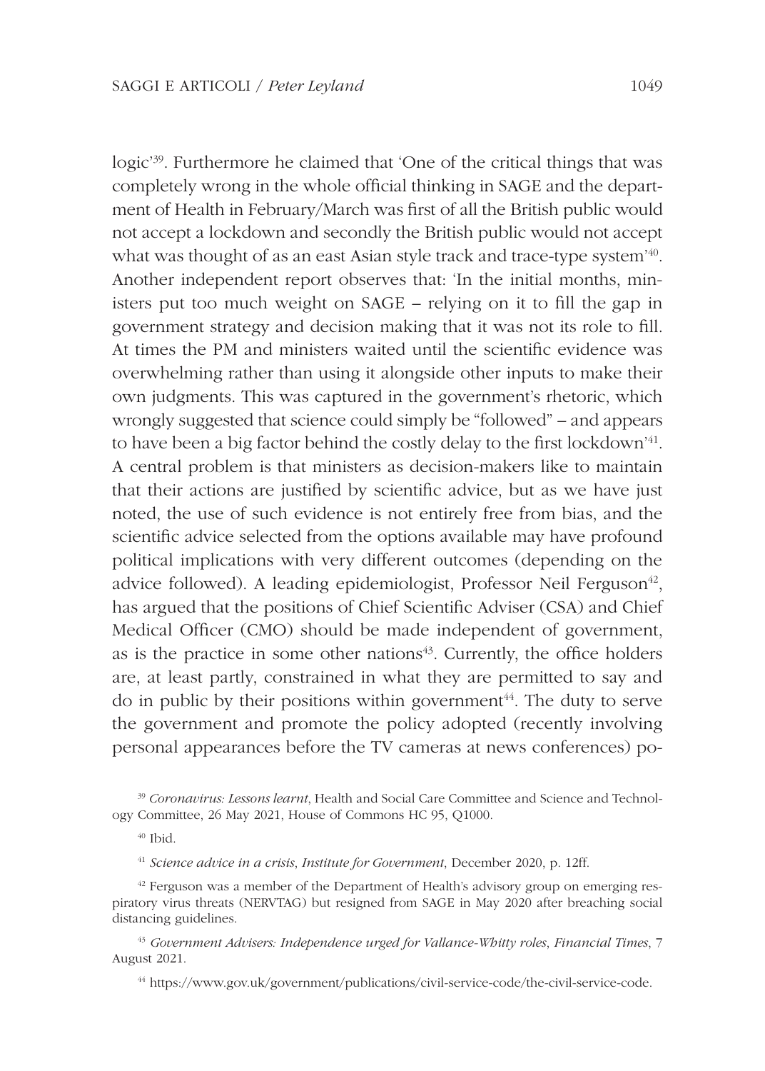logic'[39]. Furthermore he claimed that 'One of the critical things that was completely wrong in the whole official thinking in SAGE and the department of Health in February/March was first of all the British public would not accept a lockdown and secondly the British public would not accept what was thought of as an east Asian style track and trace-type system'[40]. Another independent report observes that: 'In the initial months, ministers put too much weight on SAGE – relying on it to fill the gap in government strategy and decision making that it was not its role to fill. At times the PM and ministers waited until the scientific evidence was overwhelming rather than using it alongside other inputs to make their own judgments. This was captured in the government's rhetoric, which wrongly suggested that science could simply be "followed" – and appears to have been a big factor behind the costly delay to the first lockdown'[41]. A central problem is that ministers as decision-makers like to maintain that their actions are justified by scientific advice, but as we have just noted, the use of such evidence is not entirely free from bias, and the scientific advice selected from the options available may have profound political implications with very different outcomes (depending on the advice followed). A leading epidemiologist, Professor Neil Ferguson[42], has argued that the positions of Chief Scientific Adviser (CSA) and Chief Medical Officer (CMO) should be made independent of government, as is the practice in some other nations[43]. Currently, the office holders are, at least partly, constrained in what they are permitted to say and do in public by their positions within government[44]. The duty to serve the government and promote the policy adopted (recently involving personal appearances before the TV cameras at news conferences) po-

[39] *Coronavirus: Lessons learnt*, Health and Social Care Committee and Science and Technology Committee, 26 May 2021, House of Commons HC 95, Q1000.

[40] Ibid.

[41] *Science advice in a crisis*, *Institute for Government*, December 2020, p. 12ff.

[42] Ferguson was a member of the Department of Health's advisory group on emerging respiratory virus threats (NERVTAG) but resigned from SAGE in May 2020 after breaching social distancing guidelines.

[43] *Government Advisers: Independence urged for Vallance-Whitty roles*, *Financial Times*, 7 August 2021.

[44] https://www.gov.uk/government/publications/civil-service-code/the-civil-service-code.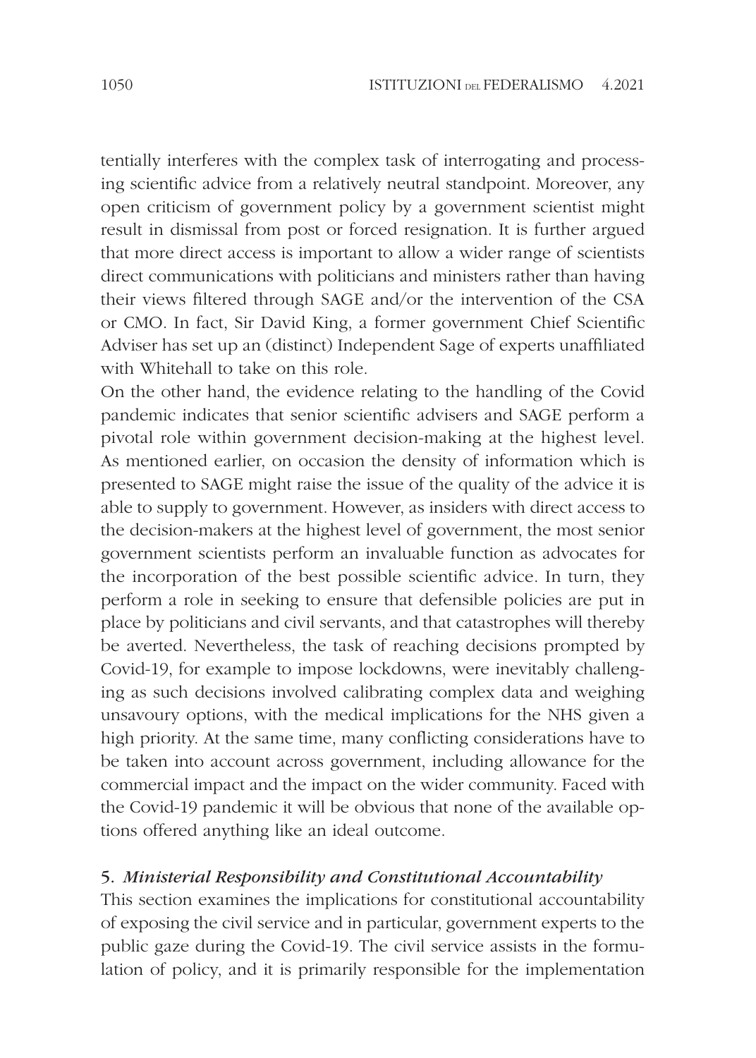tentially interferes with the complex task of interrogating and processing scientific advice from a relatively neutral standpoint. Moreover, any open criticism of government policy by a government scientist might result in dismissal from post or forced resignation. It is further argued that more direct access is important to allow a wider range of scientists direct communications with politicians and ministers rather than having their views filtered through SAGE and/or the intervention of the CSA or CMO. In fact, Sir David King, a former government Chief Scientific Adviser has set up an (distinct) Independent Sage of experts unaffiliated with Whitehall to take on this role.

On the other hand, the evidence relating to the handling of the Covid pandemic indicates that senior scientific advisers and SAGE perform a pivotal role within government decision-making at the highest level. As mentioned earlier, on occasion the density of information which is presented to SAGE might raise the issue of the quality of the advice it is able to supply to government. However, as insiders with direct access to the decision-makers at the highest level of government, the most senior government scientists perform an invaluable function as advocates for the incorporation of the best possible scientific advice. In turn, they perform a role in seeking to ensure that defensible policies are put in place by politicians and civil servants, and that catastrophes will thereby be averted. Nevertheless, the task of reaching decisions prompted by Covid-19, for example to impose lockdowns, were inevitably challenging as such decisions involved calibrating complex data and weighing unsavoury options, with the medical implications for the NHS given a high priority. At the same time, many conflicting considerations have to be taken into account across government, including allowance for the commercial impact and the impact on the wider community. Faced with the Covid-19 pandemic it will be obvious that none of the available options offered anything like an ideal outcome.

## 5. *Ministerial Responsibility and Constitutional Accountability*

This section examines the implications for constitutional accountability of exposing the civil service and in particular, government experts to the public gaze during the Covid-19. The civil service assists in the formulation of policy, and it is primarily responsible for the implementation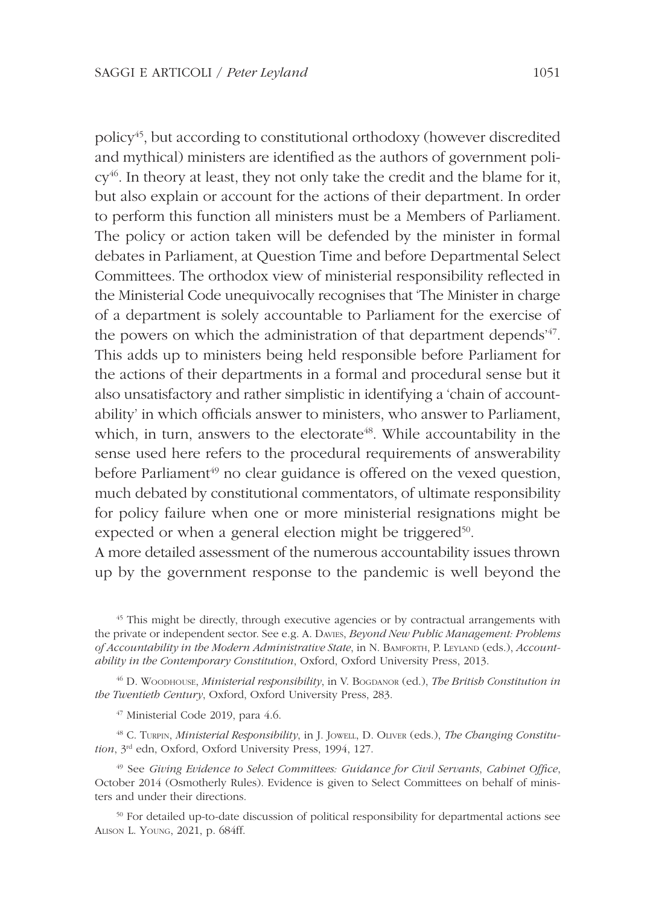policy[45], but according to constitutional orthodoxy (however discredited and mythical) ministers are identified as the authors of government policy[46]. In theory at least, they not only take the credit and the blame for it, but also explain or account for the actions of their department. In order to perform this function all ministers must be a Members of Parliament. The policy or action taken will be defended by the minister in formal debates in Parliament, at Question Time and before Departmental Select Committees. The orthodox view of ministerial responsibility reflected in the Ministerial Code unequivocally recognises that 'The Minister in charge of a department is solely accountable to Parliament for the exercise of the powers on which the administration of that department depends'[47]. This adds up to ministers being held responsible before Parliament for the actions of their departments in a formal and procedural sense but it also unsatisfactory and rather simplistic in identifying a 'chain of accountability' in which officials answer to ministers, who answer to Parliament, which, in turn, answers to the electorate[48]. While accountability in the sense used here refers to the procedural requirements of answerability before Parliament[49] no clear guidance is offered on the vexed question, much debated by constitutional commentators, of ultimate responsibility for policy failure when one or more ministerial resignations might be expected or when a general election might be triggered[50].

A more detailed assessment of the numerous accountability issues thrown up by the government response to the pandemic is well beyond the

[45] This might be directly, through executive agencies or by contractual arrangements with the private or independent sector. See e.g. A. Davies, *Beyond New Public Management: Problems of Accountability in the Modern Administrative State*, in N. Bamforth, P. Leyland (eds.), *Accountability in the Contemporary Constitution*, Oxford, Oxford University Press, 2013.

[46] D. Woodhouse, *Ministerial responsibility*, in V. Bogdanor (ed.), *The British Constitution in the Twentieth Century*, Oxford, Oxford University Press, 283.

[47] Ministerial Code 2019, para 4.6.

[48] C. Turpin, *Ministerial Responsibility*, in J. Jowell, D. Oliver (eds.), *The Changing Constitution*, 3rd edn, Oxford, Oxford University Press, 1994, 127.

[49] See *Giving Evidence to Select Committees: Guidance for Civil Servants*, *Cabinet Office*, October 2014 (Osmotherly Rules). Evidence is given to Select Committees on behalf of ministers and under their directions.

[50] For detailed up-to-date discussion of political responsibility for departmental actions see Alison L. Young, 2021, p. 684ff.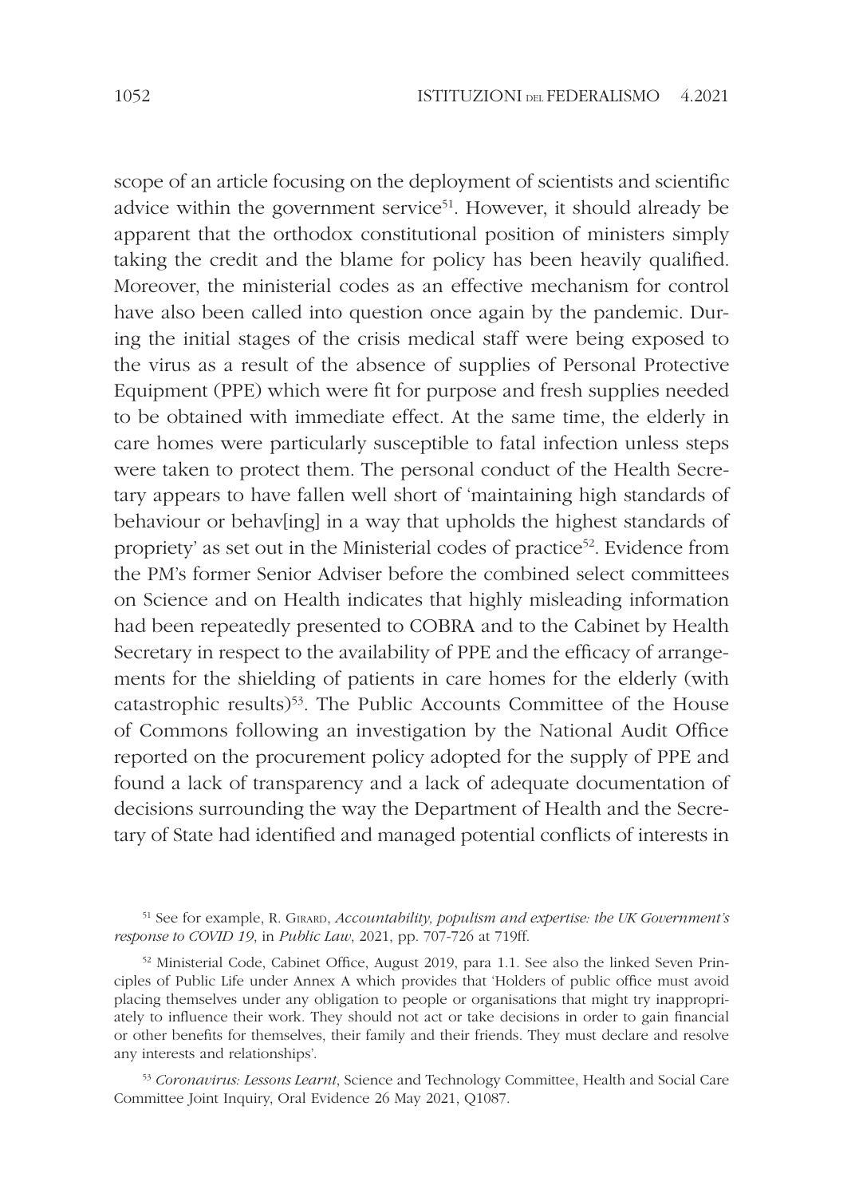scope of an article focusing on the deployment of scientists and scientific advice within the government service[51]. However, it should already be apparent that the orthodox constitutional position of ministers simply taking the credit and the blame for policy has been heavily qualified. Moreover, the ministerial codes as an effective mechanism for control have also been called into question once again by the pandemic. During the initial stages of the crisis medical staff were being exposed to the virus as a result of the absence of supplies of Personal Protective Equipment (PPE) which were fit for purpose and fresh supplies needed to be obtained with immediate effect. At the same time, the elderly in care homes were particularly susceptible to fatal infection unless steps were taken to protect them. The personal conduct of the Health Secretary appears to have fallen well short of 'maintaining high standards of behaviour or behav[ing] in a way that upholds the highest standards of propriety' as set out in the Ministerial codes of practice[52]. Evidence from the PM's former Senior Adviser before the combined select committees on Science and on Health indicates that highly misleading information had been repeatedly presented to COBRA and to the Cabinet by Health Secretary in respect to the availability of PPE and the efficacy of arrangements for the shielding of patients in care homes for the elderly (with catastrophic results)[53]. The Public Accounts Committee of the House of Commons following an investigation by the National Audit Office reported on the procurement policy adopted for the supply of PPE and found a lack of transparency and a lack of adequate documentation of decisions surrounding the way the Department of Health and the Secretary of State had identified and managed potential conflicts of interests in

[51] See for example, R. Girard, *Accountability, populism and expertise: the UK Government's response to COVID 19*, in *Public Law*, 2021, pp. 707-726 at 719ff.

[52] Ministerial Code, Cabinet Office, August 2019, para 1.1. See also the linked Seven Principles of Public Life under Annex A which provides that 'Holders of public office must avoid placing themselves under any obligation to people or organisations that might try inappropriately to influence their work. They should not act or take decisions in order to gain financial or other benefits for themselves, their family and their friends. They must declare and resolve any interests and relationships'.

[53] *Coronavirus: Lessons Learnt*, Science and Technology Committee, Health and Social Care Committee Joint Inquiry, Oral Evidence 26 May 2021, Q1087.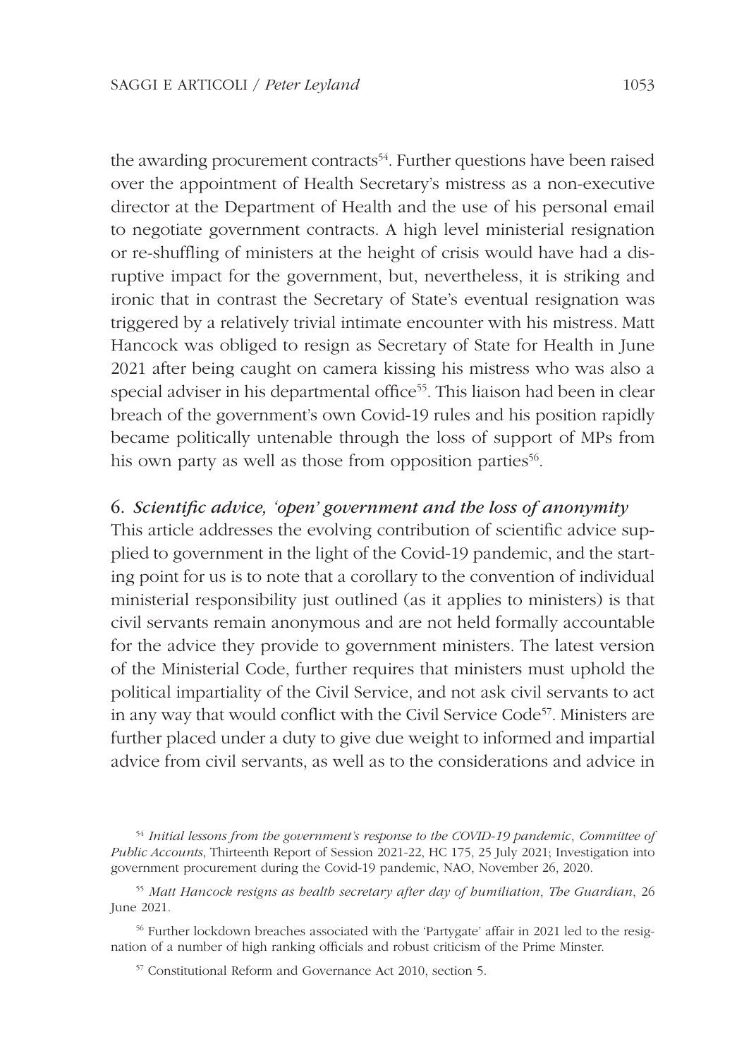the awarding procurement contracts[54]. Further questions have been raised over the appointment of Health Secretary's mistress as a non-executive director at the Department of Health and the use of his personal email to negotiate government contracts. A high level ministerial resignation or re-shuffling of ministers at the height of crisis would have had a disruptive impact for the government, but, nevertheless, it is striking and ironic that in contrast the Secretary of State's eventual resignation was triggered by a relatively trivial intimate encounter with his mistress. Matt Hancock was obliged to resign as Secretary of State for Health in June 2021 after being caught on camera kissing his mistress who was also a special adviser in his departmental office[55]. This liaison had been in clear breach of the government's own Covid-19 rules and his position rapidly became politically untenable through the loss of support of MPs from his own party as well as those from opposition parties[56].

## 6. *Scientific advice, 'open' government and the loss of anonymity*

This article addresses the evolving contribution of scientific advice supplied to government in the light of the Covid-19 pandemic, and the starting point for us is to note that a corollary to the convention of individual ministerial responsibility just outlined (as it applies to ministers) is that civil servants remain anonymous and are not held formally accountable for the advice they provide to government ministers. The latest version of the Ministerial Code, further requires that ministers must uphold the political impartiality of the Civil Service, and not ask civil servants to act in any way that would conflict with the Civil Service Code[57]. Ministers are further placed under a duty to give due weight to informed and impartial advice from civil servants, as well as to the considerations and advice in

[54] *Initial lessons from the government's response to the COVID-19 pandemic*, *Committee of Public Accounts*, Thirteenth Report of Session 2021-22, HC 175, 25 July 2021; Investigation into government procurement during the Covid-19 pandemic, NAO, November 26, 2020.

[55] *Matt Hancock resigns as health secretary after day of humiliation*, *The Guardian*, 26 June 2021.

[56] Further lockdown breaches associated with the 'Partygate' affair in 2021 led to the resignation of a number of high ranking officials and robust criticism of the Prime Minster.

[57] Constitutional Reform and Governance Act 2010, section 5.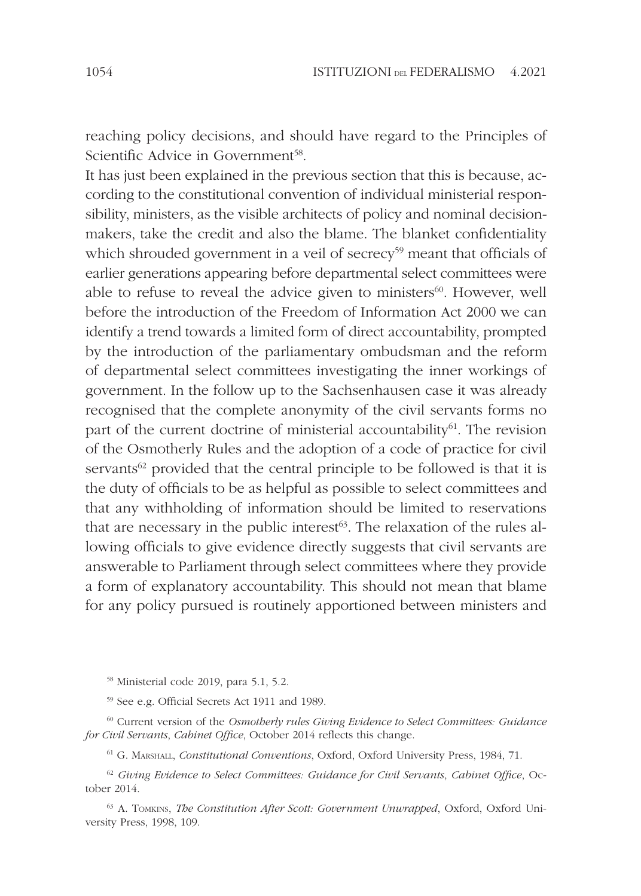reaching policy decisions, and should have regard to the Principles of Scientific Advice in Government[58].

It has just been explained in the previous section that this is because, according to the constitutional convention of individual ministerial responsibility, ministers, as the visible architects of policy and nominal decision-makers, take the credit and also the blame. The blanket confidentiality which shrouded government in a veil of secrecy[59] meant that officials of earlier generations appearing before departmental select committees were able to refuse to reveal the advice given to ministers[60]. However, well before the introduction of the Freedom of Information Act 2000 we can identify a trend towards a limited form of direct accountability, prompted by the introduction of the parliamentary ombudsman and the reform of departmental select committees investigating the inner workings of government. In the follow up to the Sachsenhausen case it was already recognised that the complete anonymity of the civil servants forms no part of the current doctrine of ministerial accountability[61]. The revision of the Osmotherly Rules and the adoption of a code of practice for civil servants[62] provided that the central principle to be followed is that it is the duty of officials to be as helpful as possible to select committees and that any withholding of information should be limited to reservations that are necessary in the public interest[63]. The relaxation of the rules allowing officials to give evidence directly suggests that civil servants are answerable to Parliament through select committees where they provide a form of explanatory accountability. This should not mean that blame for any policy pursued is routinely apportioned between ministers and

[58] Ministerial code 2019, para 5.1, 5.2.

[59] See e.g. Official Secrets Act 1911 and 1989.

[60] Current version of the *Osmotherly rules Giving Evidence to Select Committees: Guidance for Civil Servants*, *Cabinet Office*, October 2014 reflects this change.

[61] G. Marshall, *Constitutional Conventions*, Oxford, Oxford University Press, 1984, 71.

[62] *Giving Evidence to Select Committees: Guidance for Civil Servants*, *Cabinet Office*, October 2014.

[63] A. Tomkins, *The Constitution After Scott: Government Unwrapped*, Oxford, Oxford University Press, 1998, 109.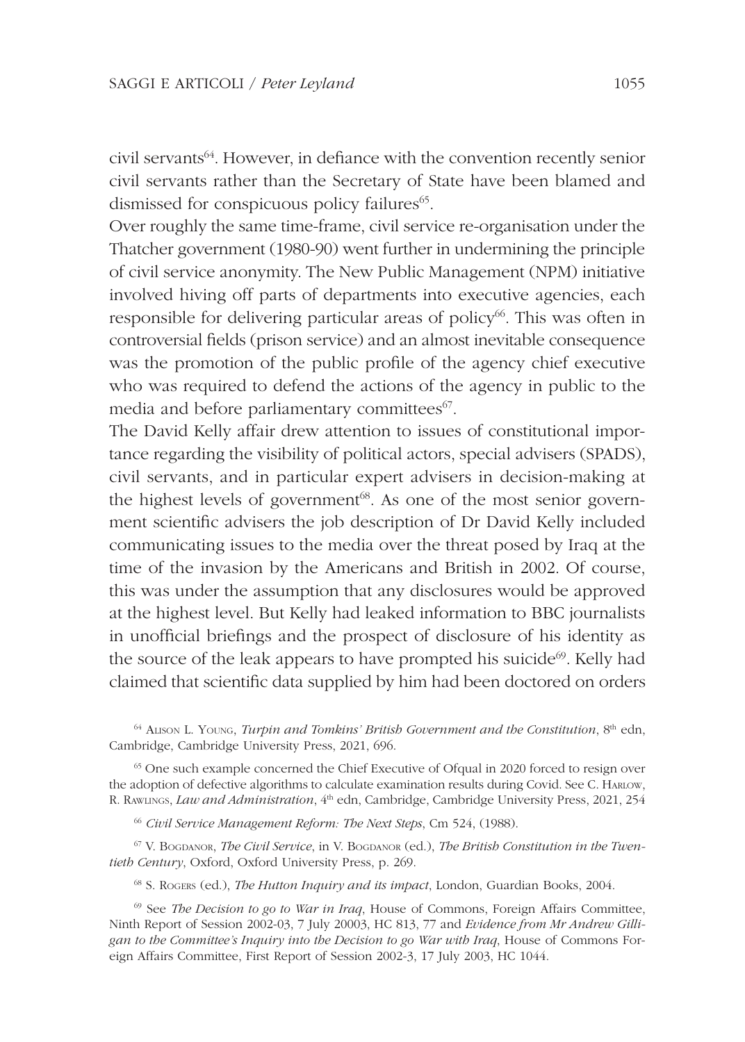civil servants[64]. However, in defiance with the convention recently senior civil servants rather than the Secretary of State have been blamed and dismissed for conspicuous policy failures[65].

Over roughly the same time-frame, civil service re-organisation under the Thatcher government (1980-90) went further in undermining the principle of civil service anonymity. The New Public Management (NPM) initiative involved hiving off parts of departments into executive agencies, each responsible for delivering particular areas of policy[66]. This was often in controversial fields (prison service) and an almost inevitable consequence was the promotion of the public profile of the agency chief executive who was required to defend the actions of the agency in public to the media and before parliamentary committees[67].

The David Kelly affair drew attention to issues of constitutional importance regarding the visibility of political actors, special advisers (SPADS), civil servants, and in particular expert advisers in decision-making at the highest levels of government[68]. As one of the most senior government scientific advisers the job description of Dr David Kelly included communicating issues to the media over the threat posed by Iraq at the time of the invasion by the Americans and British in 2002. Of course, this was under the assumption that any disclosures would be approved at the highest level. But Kelly had leaked information to BBC journalists in unofficial briefings and the prospect of disclosure of his identity as the source of the leak appears to have prompted his suicide[69]. Kelly had claimed that scientific data supplied by him had been doctored on orders

[64] Alison L. Young, *Turpin and Tomkins' British Government and the Constitution*, 8th edn, Cambridge, Cambridge University Press, 2021, 696.

[65] One such example concerned the Chief Executive of Ofqual in 2020 forced to resign over the adoption of defective algorithms to calculate examination results during Covid. See C. Harlow, R. Rawlings, *Law and Administration*, 4th edn, Cambridge, Cambridge University Press, 2021, 254

[66] *Civil Service Management Reform: The Next Steps*, Cm 524, (1988).

[67] V. Bogdanor, *The Civil Service*, in V. Bogdanor (ed.), *The British Constitution in the Twentieth Century*, Oxford, Oxford University Press, p. 269.

[68] S. Rogers (ed.), *The Hutton Inquiry and its impact*, London, Guardian Books, 2004.

[69] See *The Decision to go to War in Iraq*, House of Commons, Foreign Affairs Committee, Ninth Report of Session 2002-03, 7 July 20003, HC 813, 77 and *Evidence from Mr Andrew Gilligan to the Committee's Inquiry into the Decision to go War with Iraq*, House of Commons Foreign Affairs Committee, First Report of Session 2002-3, 17 July 2003, HC 1044.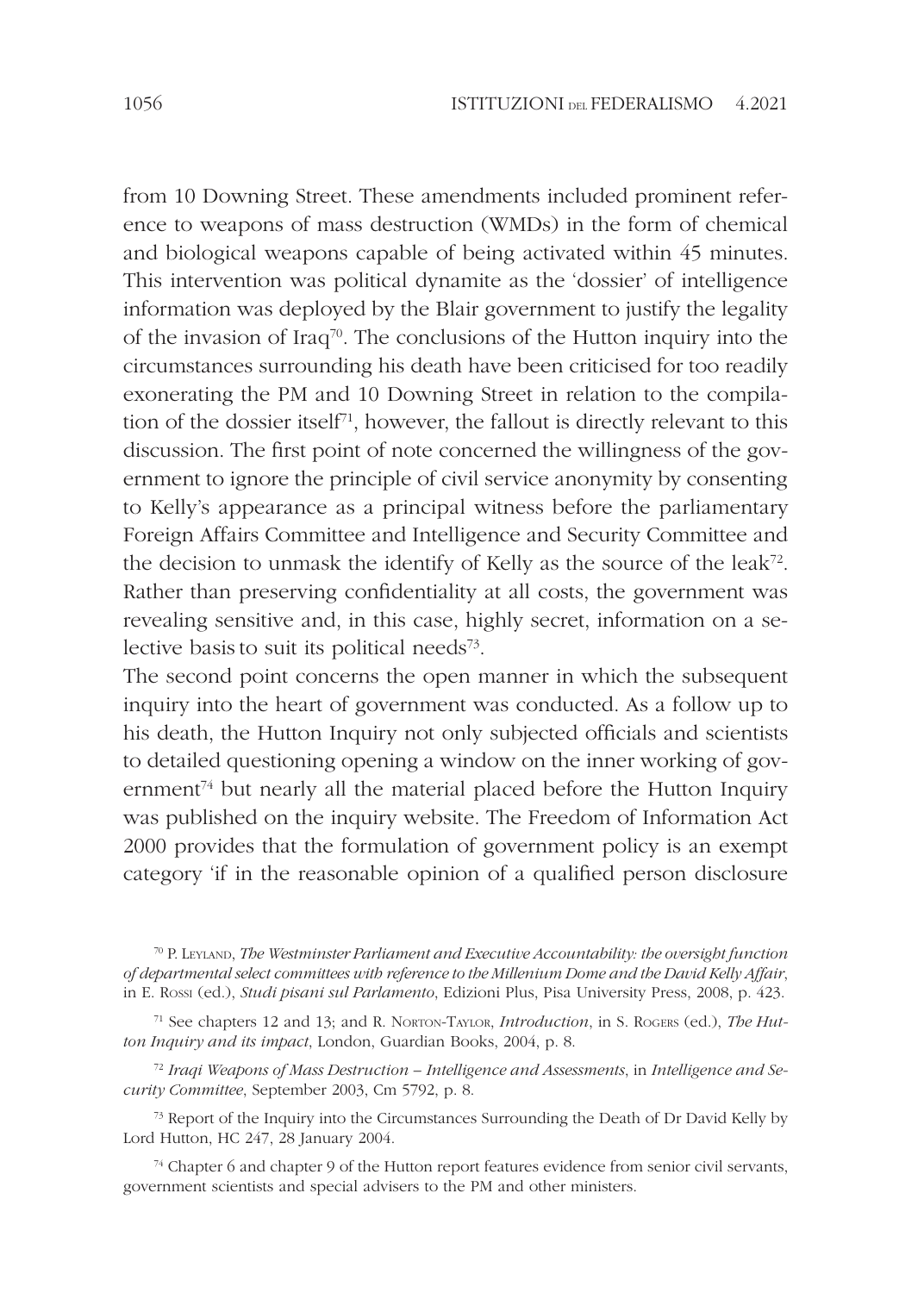from 10 Downing Street. These amendments included prominent reference to weapons of mass destruction (WMDs) in the form of chemical and biological weapons capable of being activated within 45 minutes. This intervention was political dynamite as the 'dossier' of intelligence information was deployed by the Blair government to justify the legality of the invasion of Iraq[70]. The conclusions of the Hutton inquiry into the circumstances surrounding his death have been criticised for too readily exonerating the PM and 10 Downing Street in relation to the compilation of the dossier itself[71], however, the fallout is directly relevant to this discussion. The first point of note concerned the willingness of the government to ignore the principle of civil service anonymity by consenting to Kelly's appearance as a principal witness before the parliamentary Foreign Affairs Committee and Intelligence and Security Committee and the decision to unmask the identify of Kelly as the source of the leak[72]. Rather than preserving confidentiality at all costs, the government was revealing sensitive and, in this case, highly secret, information on a selective basis to suit its political needs[73].

The second point concerns the open manner in which the subsequent inquiry into the heart of government was conducted. As a follow up to his death, the Hutton Inquiry not only subjected officials and scientists to detailed questioning opening a window on the inner working of government[74] but nearly all the material placed before the Hutton Inquiry was published on the inquiry website. The Freedom of Information Act 2000 provides that the formulation of government policy is an exempt category 'if in the reasonable opinion of a qualified person disclosure

[70] P. Leyland, *The Westminster Parliament and Executive Accountability: the oversight function of departmental select committees with reference to the Millenium Dome and the David Kelly Affair*, in E. Rossi (ed.), *Studi pisani sul Parlamento*, Edizioni Plus, Pisa University Press, 2008, p. 423.

[71] See chapters 12 and 13; and R. Norton-Taylor, *Introduction*, in S. Rogers (ed.), *The Hutton Inquiry and its impact*, London, Guardian Books, 2004, p. 8.

[72] *Iraqi Weapons of Mass Destruction – Intelligence and Assessments*, in *Intelligence and Security Committee*, September 2003, Cm 5792, p. 8.

[73] Report of the Inquiry into the Circumstances Surrounding the Death of Dr David Kelly by Lord Hutton, HC 247, 28 January 2004.

[74] Chapter 6 and chapter 9 of the Hutton report features evidence from senior civil servants, government scientists and special advisers to the PM and other ministers.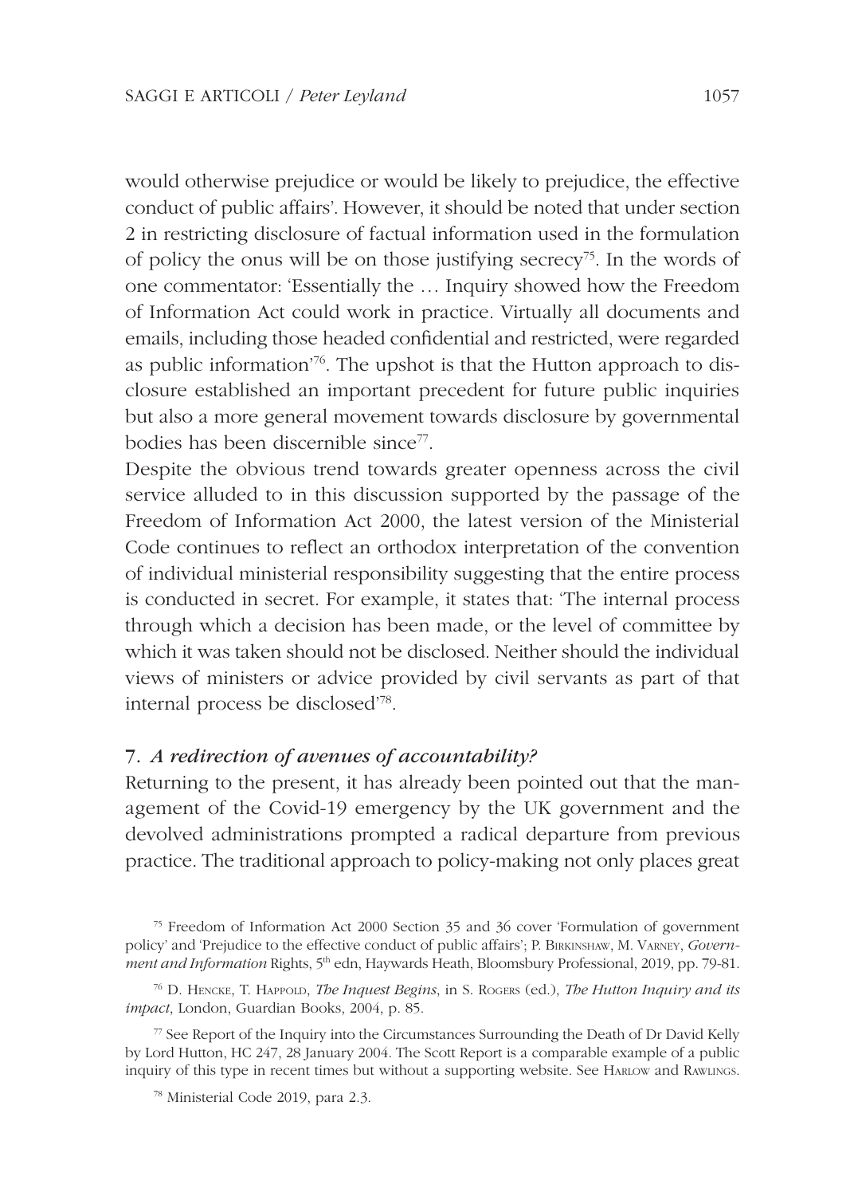would otherwise prejudice or would be likely to prejudice, the effective conduct of public affairs'. However, it should be noted that under section 2 in restricting disclosure of factual information used in the formulation of policy the onus will be on those justifying secrecy[75]. In the words of one commentator: 'Essentially the … Inquiry showed how the Freedom of Information Act could work in practice. Virtually all documents and emails, including those headed confidential and restricted, were regarded as public information'[76]. The upshot is that the Hutton approach to disclosure established an important precedent for future public inquiries but also a more general movement towards disclosure by governmental bodies has been discernible since[77].

Despite the obvious trend towards greater openness across the civil service alluded to in this discussion supported by the passage of the Freedom of Information Act 2000, the latest version of the Ministerial Code continues to reflect an orthodox interpretation of the convention of individual ministerial responsibility suggesting that the entire process is conducted in secret. For example, it states that: 'The internal process through which a decision has been made, or the level of committee by which it was taken should not be disclosed. Neither should the individual views of ministers or advice provided by civil servants as part of that internal process be disclosed'[78].

## 7. *A redirection of avenues of accountability?*

Returning to the present, it has already been pointed out that the management of the Covid-19 emergency by the UK government and the devolved administrations prompted a radical departure from previous practice. The traditional approach to policy-making not only places great

[75] Freedom of Information Act 2000 Section 35 and 36 cover 'Formulation of government policy' and 'Prejudice to the effective conduct of public affairs'; P. Birkinshaw, M. Varney, *Government and Information* Rights, 5th edn, Haywards Heath, Bloomsbury Professional, 2019, pp. 79-81.

[76] D. Hencke, T. Happold, *The Inquest Begins*, in S. Rogers (ed.), *The Hutton Inquiry and its impact*, London, Guardian Books, 2004, p. 85.

[77] See Report of the Inquiry into the Circumstances Surrounding the Death of Dr David Kelly by Lord Hutton, HC 247, 28 January 2004. The Scott Report is a comparable example of a public inquiry of this type in recent times but without a supporting website. See Harlow and Rawlings.

[78] Ministerial Code 2019, para 2.3.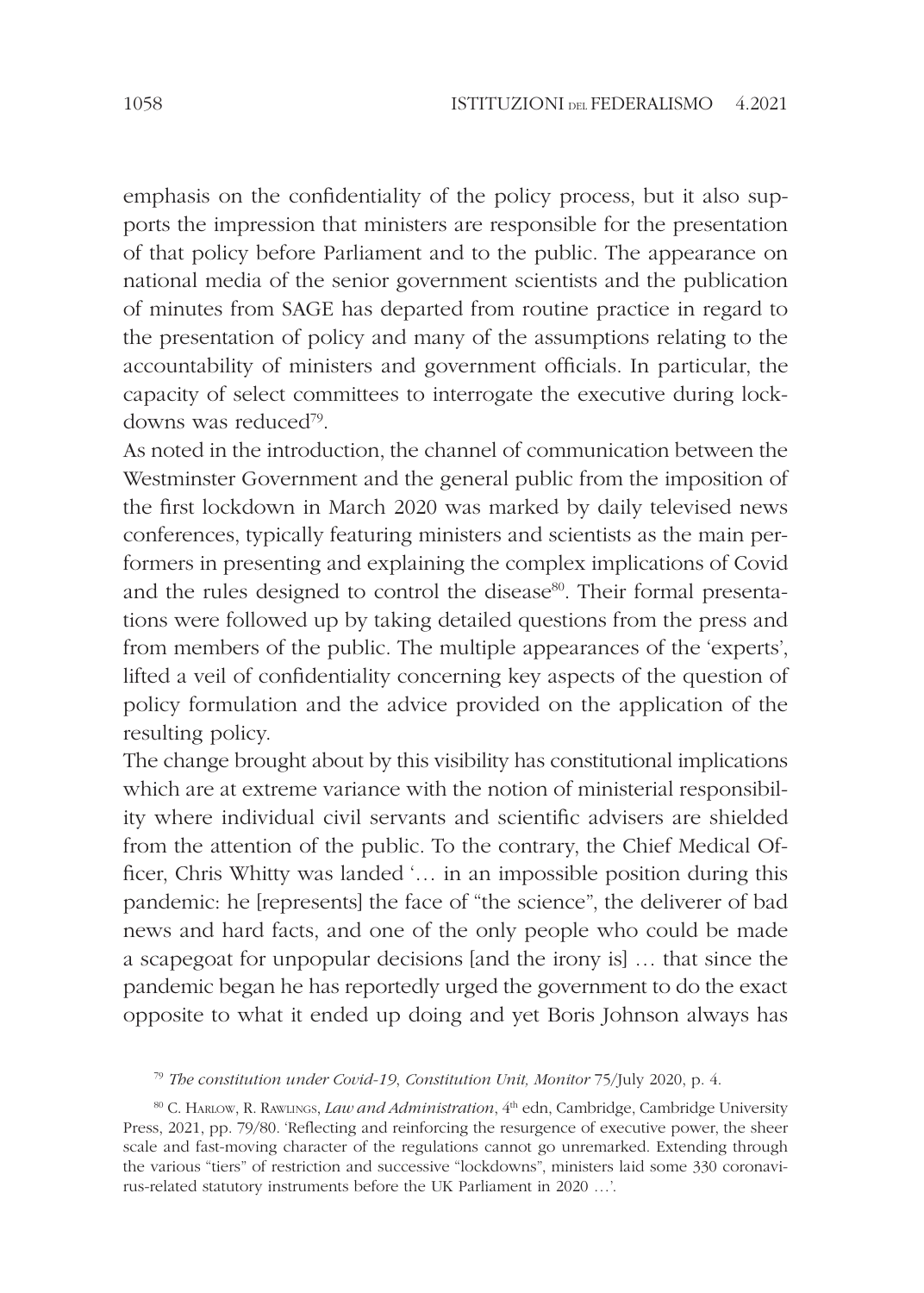emphasis on the confidentiality of the policy process, but it also supports the impression that ministers are responsible for the presentation of that policy before Parliament and to the public. The appearance on national media of the senior government scientists and the publication of minutes from SAGE has departed from routine practice in regard to the presentation of policy and many of the assumptions relating to the accountability of ministers and government officials. In particular, the capacity of select committees to interrogate the executive during lockdowns was reduced[79].

As noted in the introduction, the channel of communication between the Westminster Government and the general public from the imposition of the first lockdown in March 2020 was marked by daily televised news conferences, typically featuring ministers and scientists as the main performers in presenting and explaining the complex implications of Covid and the rules designed to control the disease[80]. Their formal presentations were followed up by taking detailed questions from the press and from members of the public. The multiple appearances of the 'experts', lifted a veil of confidentiality concerning key aspects of the question of policy formulation and the advice provided on the application of the resulting policy.

The change brought about by this visibility has constitutional implications which are at extreme variance with the notion of ministerial responsibility where individual civil servants and scientific advisers are shielded from the attention of the public. To the contrary, the Chief Medical Officer, Chris Whitty was landed '… in an impossible position during this pandemic: he [represents] the face of "the science", the deliverer of bad news and hard facts, and one of the only people who could be made a scapegoat for unpopular decisions [and the irony is] … that since the pandemic began he has reportedly urged the government to do the exact opposite to what it ended up doing and yet Boris Johnson always has

[79] *The constitution under Covid-19*, *Constitution Unit, Monitor* 75/July 2020, p. 4.

[80] C. Harlow, R. Rawlings, *Law and Administration*, 4th edn, Cambridge, Cambridge University Press, 2021, pp. 79/80. 'Reflecting and reinforcing the resurgence of executive power, the sheer scale and fast-moving character of the regulations cannot go unremarked. Extending through the various "tiers" of restriction and successive "lockdowns", ministers laid some 330 coronavirus-related statutory instruments before the UK Parliament in 2020 …'.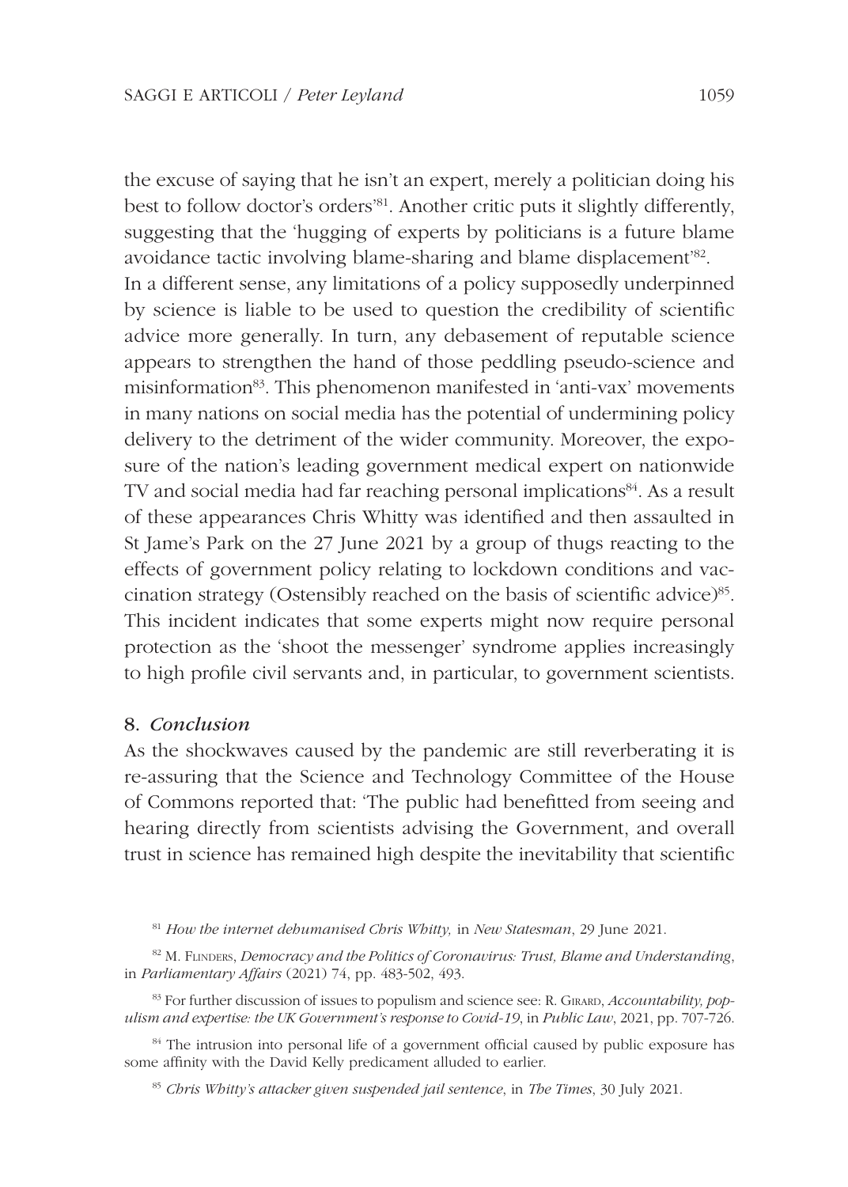the excuse of saying that he isn't an expert, merely a politician doing his best to follow doctor's orders'[81]. Another critic puts it slightly differently, suggesting that the 'hugging of experts by politicians is a future blame avoidance tactic involving blame-sharing and blame displacement'[82].

In a different sense, any limitations of a policy supposedly underpinned by science is liable to be used to question the credibility of scientific advice more generally. In turn, any debasement of reputable science appears to strengthen the hand of those peddling pseudo-science and misinformation[83]. This phenomenon manifested in 'anti-vax' movements in many nations on social media has the potential of undermining policy delivery to the detriment of the wider community. Moreover, the exposure of the nation's leading government medical expert on nationwide TV and social media had far reaching personal implications[84]. As a result of these appearances Chris Whitty was identified and then assaulted in St Jame's Park on the 27 June 2021 by a group of thugs reacting to the effects of government policy relating to lockdown conditions and vaccination strategy (Ostensibly reached on the basis of scientific advice)[85]. This incident indicates that some experts might now require personal protection as the 'shoot the messenger' syndrome applies increasingly to high profile civil servants and, in particular, to government scientists.

## 8. *Conclusion*

As the shockwaves caused by the pandemic are still reverberating it is re-assuring that the Science and Technology Committee of the House of Commons reported that: 'The public had benefitted from seeing and hearing directly from scientists advising the Government, and overall trust in science has remained high despite the inevitability that scientific

---

[81] *How the internet dehumanised Chris Whitty,* in *New Statesman*, 29 June 2021.

[82] M. Flinders, *Democracy and the Politics of Coronavirus: Trust, Blame and Understanding*, in *Parliamentary Affairs* (2021) 74, pp. 483-502, 493.

[83] For further discussion of issues to populism and science see: R. Girard, *Accountability, populism and expertise: the UK Government's response to Covid-19*, in *Public Law*, 2021, pp. 707-726.

[84] The intrusion into personal life of a government official caused by public exposure has some affinity with the David Kelly predicament alluded to earlier.

[85] *Chris Whitty's attacker given suspended jail sentence*, in *The Times*, 30 July 2021.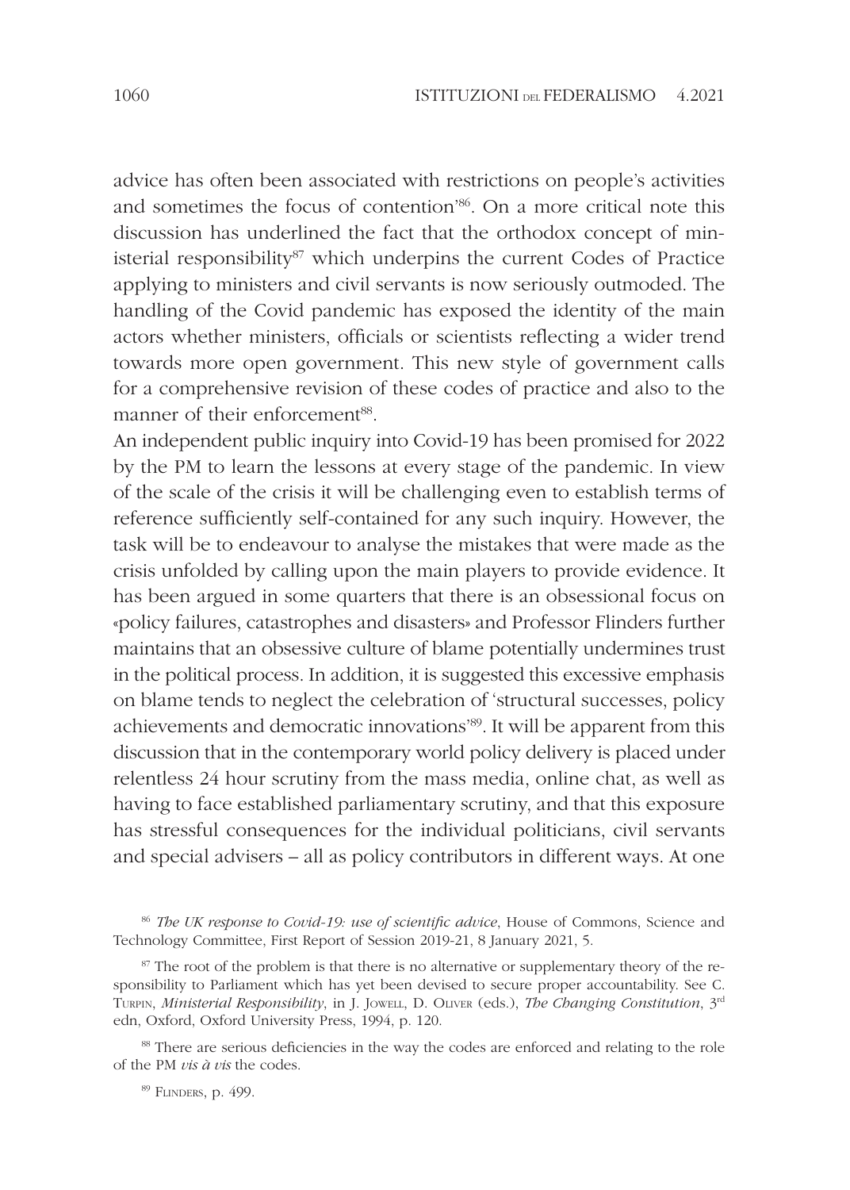advice has often been associated with restrictions on people's activities and sometimes the focus of contention'[86]. On a more critical note this discussion has underlined the fact that the orthodox concept of ministerial responsibility[87] which underpins the current Codes of Practice applying to ministers and civil servants is now seriously outmoded. The handling of the Covid pandemic has exposed the identity of the main actors whether ministers, officials or scientists reflecting a wider trend towards more open government. This new style of government calls for a comprehensive revision of these codes of practice and also to the manner of their enforcement[88].

An independent public inquiry into Covid-19 has been promised for 2022 by the PM to learn the lessons at every stage of the pandemic. In view of the scale of the crisis it will be challenging even to establish terms of reference sufficiently self-contained for any such inquiry. However, the task will be to endeavour to analyse the mistakes that were made as the crisis unfolded by calling upon the main players to provide evidence. It has been argued in some quarters that there is an obsessional focus on «policy failures, catastrophes and disasters» and Professor Flinders further maintains that an obsessive culture of blame potentially undermines trust in the political process. In addition, it is suggested this excessive emphasis on blame tends to neglect the celebration of 'structural successes, policy achievements and democratic innovations'[89]. It will be apparent from this discussion that in the contemporary world policy delivery is placed under relentless 24 hour scrutiny from the mass media, online chat, as well as having to face established parliamentary scrutiny, and that this exposure has stressful consequences for the individual politicians, civil servants and special advisers – all as policy contributors in different ways. At one

[86] *The UK response to Covid-19: use of scientific advice*, House of Commons, Science and Technology Committee, First Report of Session 2019-21, 8 January 2021, 5.

[87] The root of the problem is that there is no alternative or supplementary theory of the responsibility to Parliament which has yet been devised to secure proper accountability. See C. Turpin, *Ministerial Responsibility*, in J. Jowell, D. Oliver (eds.), *The Changing Constitution*, 3rd edn, Oxford, Oxford University Press, 1994, p. 120.

[88] There are serious deficiencies in the way the codes are enforced and relating to the role of the PM *vis à vis* the codes.

[89] Flinders, p. 499.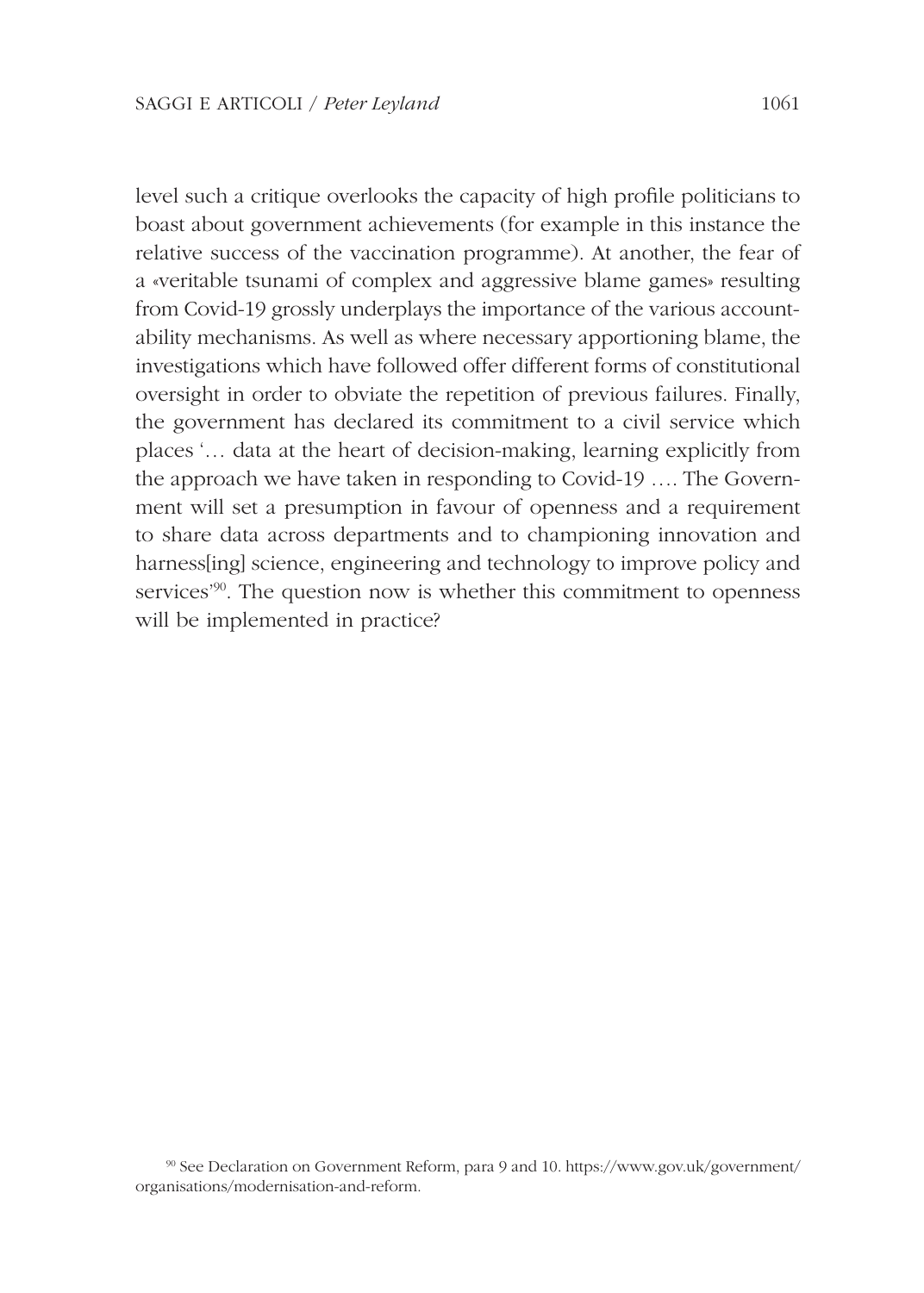level such a critique overlooks the capacity of high profile politicians to boast about government achievements (for example in this instance the relative success of the vaccination programme). At another, the fear of a «veritable tsunami of complex and aggressive blame games» resulting from Covid-19 grossly underplays the importance of the various accountability mechanisms. As well as where necessary apportioning blame, the investigations which have followed offer different forms of constitutional oversight in order to obviate the repetition of previous failures. Finally, the government has declared its commitment to a civil service which places '… data at the heart of decision-making, learning explicitly from the approach we have taken in responding to Covid-19 …. The Government will set a presumption in favour of openness and a requirement to share data across departments and to championing innovation and harness[ing] science, engineering and technology to improve policy and services'[90]. The question now is whether this commitment to openness will be implemented in practice?

[90] See Declaration on Government Reform, para 9 and 10. https://www.gov.uk/government/organisations/modernisation-and-reform.